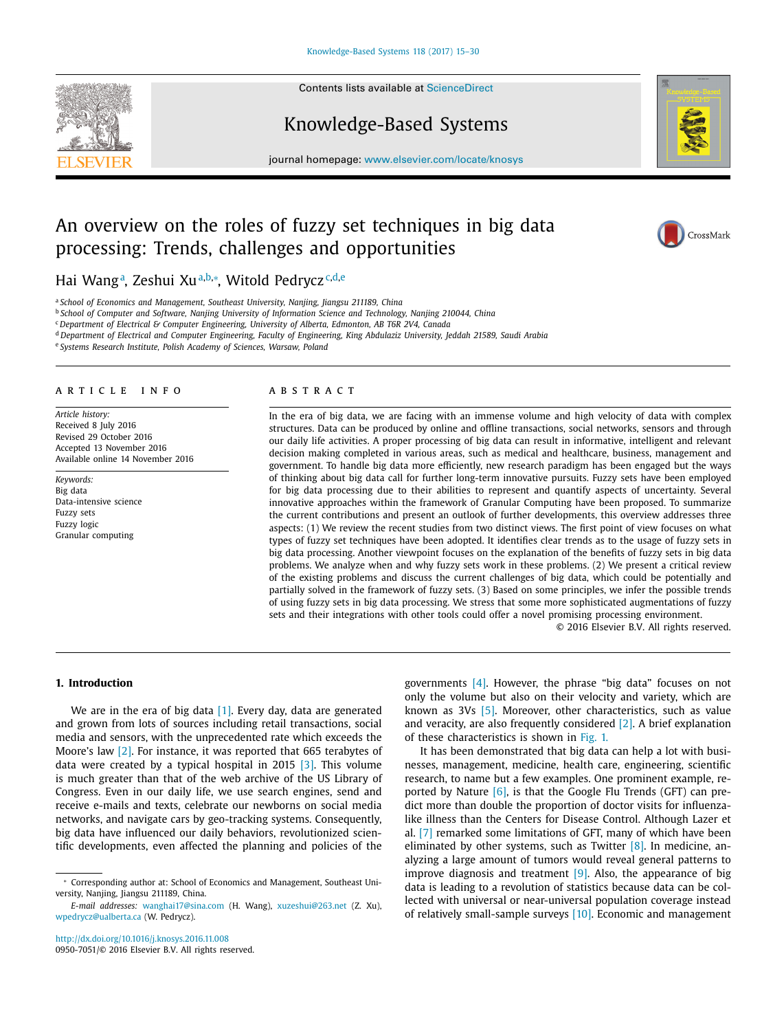# An overview on the roles of fuzzy set techniques in big data processing: Trends, challenges and opportunities

Hai Wang[a], Zeshui Xu[a,b,*], Witold Pedrycz[c,d,e]

[a] School of Economics and Management, Southeast University, Nanjing, Jiangsu 211189, China
[b] School of Computer and Software, Nanjing University of Information Science and Technology, Nanjing 210044, China
[c] Department of Electrical & Computer Engineering, University of Alberta, Edmonton, AB T6R 2V4, Canada
[d] Department of Electrical and Computer Engineering, Faculty of Engineering, King Abdulaziz University, Jeddah 21589, Saudi Arabia
[e] Systems Research Institute, Polish Academy of Sciences, Warsaw, Poland

## ARTICLE INFO

*Article history:*
Received 8 July 2016
Revised 29 October 2016
Accepted 13 November 2016
Available online 14 November 2016

*Keywords:*
Big data
Data-intensive science
Fuzzy sets
Fuzzy logic
Granular computing

## ABSTRACT

In the era of big data, we are facing with an immense volume and high velocity of data with complex structures. Data can be produced by online and offline transactions, social networks, sensors and through our daily life activities. A proper processing of big data can result in informative, intelligent and relevant decision making completed in various areas, such as medical and healthcare, business, management and government. To handle big data more efficiently, new research paradigm has been engaged but the ways of thinking about big data call for further long-term innovative pursuits. Fuzzy sets have been employed for big data processing due to their abilities to represent and quantify aspects of uncertainty. Several innovative approaches within the framework of Granular Computing have been proposed. To summarize the current contributions and present an outlook of further developments, this overview addresses three aspects: (1) We review the recent studies from two distinct views. The first point of view focuses on what types of fuzzy set techniques have been adopted. It identifies clear trends as to the usage of fuzzy sets in big data processing. Another viewpoint focuses on the explanation of the benefits of fuzzy sets in big data problems. We analyze when and why fuzzy sets work in these problems. (2) We present a critical review of the existing problems and discuss the current challenges of big data, which could be potentially and partially solved in the framework of fuzzy sets. (3) Based on some principles, we infer the possible trends of using fuzzy sets in big data processing. We stress that some more sophisticated augmentations of fuzzy sets and their integrations with other tools could offer a novel promising processing environment.

© 2016 Elsevier B.V. All rights reserved.

## 1. Introduction

We are in the era of big data [1]. Every day, data are generated and grown from lots of sources including retail transactions, social media and sensors, with the unprecedented rate which exceeds the Moore's law [2]. For instance, it was reported that 665 terabytes of data were created by a typical hospital in 2015 [3]. This volume is much greater than that of the web archive of the US Library of Congress. Even in our daily life, we use search engines, send and receive e-mails and texts, celebrate our newborns on social media networks, and navigate cars by geo-tracking systems. Consequently, big data have influenced our daily behaviors, revolutionized scientific developments, even affected the planning and policies of the governments [4]. However, the phrase "big data" focuses on not only the volume but also on their velocity and variety, which are known as 3Vs [5]. Moreover, other characteristics, such as value and veracity, are also frequently considered [2]. A brief explanation of these characteristics is shown in Fig. 1.

It has been demonstrated that big data can help a lot with businesses, management, medicine, health care, engineering, scientific research, to name but a few examples. One prominent example, reported by Nature [6], is that the Google Flu Trends (GFT) can predict more than double the proportion of doctor visits for influenza-like illness than the Centers for Disease Control. Although Lazer et al. [7] remarked some limitations of GFT, many of which have been eliminated by other systems, such as Twitter [8]. In medicine, analyzing a large amount of tumors would reveal general patterns to improve diagnosis and treatment [9]. Also, the appearance of big data is leading to a revolution of statistics because data can be collected with universal or near-universal population coverage instead of relatively small-sample surveys [10]. Economic and management

* Corresponding author at: School of Economics and Management, Southeast University, Nanjing, Jiangsu 211189, China.
*E-mail addresses:* wanghai17@sina.com (H. Wang), xuzeshui@263.net (Z. Xu), wpedrycz@ualberta.ca (W. Pedrycz).

http://dx.doi.org/10.1016/j.knosys.2016.11.008
0950-7051/© 2016 Elsevier B.V. All rights reserved.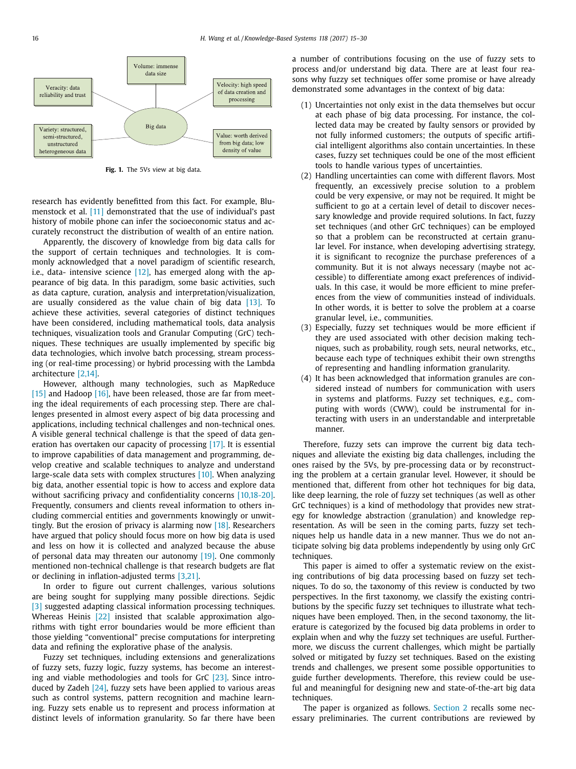Volume: immense data size

Veracity: data reliability and trust

Velocity: high speed of data creation and processing

Big data

Variety: structured, semi-structured, unstructured heterogeneous data

Value: worth derived from big data; low density of value

**Fig. 1.** The 5Vs view at big data.

research has evidently benefitted from this fact. For example, Blumenstock et al. [11] demonstrated that the use of individual's past history of mobile phone can infer the socioeconomic status and accurately reconstruct the distribution of wealth of an entire nation.

Apparently, the discovery of knowledge from big data calls for the support of certain techniques and technologies. It is commonly acknowledged that a novel paradigm of scientific research, i.e., data- intensive science [12], has emerged along with the appearance of big data. In this paradigm, some basic activities, such as data capture, curation, analysis and interpretation/visualization, are usually considered as the value chain of big data [13]. To achieve these activities, several categories of distinct techniques have been considered, including mathematical tools, data analysis techniques, visualization tools and Granular Computing (GrC) techniques. These techniques are usually implemented by specific big data technologies, which involve batch processing, stream processing (or real-time processing) or hybrid processing with the Lambda architecture [2,14].

However, although many technologies, such as MapReduce [15] and Hadoop [16], have been released, those are far from meeting the ideal requirements of each processing step. There are challenges presented in almost every aspect of big data processing and applications, including technical challenges and non-technical ones. A visible general technical challenge is that the speed of data generation has overtaken our capacity of processing [17]. It is essential to improve capabilities of data management and programming, develop creative and scalable techniques to analyze and understand large-scale data sets with complex structures [10]. When analyzing big data, another essential topic is how to access and explore data without sacrificing privacy and confidentiality concerns [10,18-20]. Frequently, consumers and clients reveal information to others including commercial entities and governments knowingly or unwittingly. But the erosion of privacy is alarming now [18]. Researchers have argued that policy should focus more on how big data is used and less on how it is collected and analyzed because the abuse of personal data may threaten our autonomy [19]. One commonly mentioned non-technical challenge is that research budgets are flat or declining in inflation-adjusted terms [3,21].

In order to figure out current challenges, various solutions are being sought for supplying many possible directions. Sejdic [3] suggested adapting classical information processing techniques. Whereas Heinis [22] insisted that scalable approximation algorithms with tight error boundaries would be more efficient than those yielding "conventional" precise computations for interpreting data and refining the explorative phase of the analysis.

Fuzzy set techniques, including extensions and generalizations of fuzzy sets, fuzzy logic, fuzzy systems, has become an interesting and viable methodologies and tools for GrC [23]. Since introduced by Zadeh [24], fuzzy sets have been applied to various areas such as control systems, pattern recognition and machine learning. Fuzzy sets enable us to represent and process information at distinct levels of information granularity. So far there have been a number of contributions focusing on the use of fuzzy sets to process and/or understand big data. There are at least four reasons why fuzzy set techniques offer some promise or have already demonstrated some advantages in the context of big data:

(1) Uncertainties not only exist in the data themselves but occur at each phase of big data processing. For instance, the collected data may be created by faulty sensors or provided by not fully informed customers; the outputs of specific artificial intelligent algorithms also contain uncertainties. In these cases, fuzzy set techniques could be one of the most efficient tools to handle various types of uncertainties.
(2) Handling uncertainties can come with different flavors. Most frequently, an excessively precise solution to a problem could be very expensive, or may not be required. It might be sufficient to go at a certain level of detail to discover necessary knowledge and provide required solutions. In fact, fuzzy set techniques (and other GrC techniques) can be employed so that a problem can be reconstructed at certain granular level. For instance, when developing advertising strategy, it is significant to recognize the purchase preferences of a community. But it is not always necessary (maybe not accessible) to differentiate among exact preferences of individuals. In this case, it would be more efficient to mine preferences from the view of communities instead of individuals. In other words, it is better to solve the problem at a coarse granular level, i.e., communities.
(3) Especially, fuzzy set techniques would be more efficient if they are used associated with other decision making techniques, such as probability, rough sets, neural networks, etc., because each type of techniques exhibit their own strengths of representing and handling information granularity.
(4) It has been acknowledged that information granules are considered instead of numbers for communication with users in systems and platforms. Fuzzy set techniques, e.g., computing with words (CWW), could be instrumental for interacting with users in an understandable and interpretable manner.

Therefore, fuzzy sets can improve the current big data techniques and alleviate the existing big data challenges, including the ones raised by the 5Vs, by pre-processing data or by reconstructing the problem at a certain granular level. However, it should be mentioned that, different from other hot techniques for big data, like deep learning, the role of fuzzy set techniques (as well as other GrC techniques) is a kind of methodology that provides new strategy for knowledge abstraction (granulation) and knowledge representation. As will be seen in the coming parts, fuzzy set techniques help us handle data in a new manner. Thus we do not anticipate solving big data problems independently by using only GrC techniques.

This paper is aimed to offer a systematic review on the existing contributions of big data processing based on fuzzy set techniques. To do so, the taxonomy of this review is conducted by two perspectives. In the first taxonomy, we classify the existing contributions by the specific fuzzy set techniques to illustrate what techniques have been employed. Then, in the second taxonomy, the literature is categorized by the focused big data problems in order to explain when and why the fuzzy set techniques are useful. Furthermore, when we discuss the current challenges, which might be partially solved or mitigated by fuzzy set techniques. Based on the existing trends and challenges, we present some possible opportunities to guide further developments. Therefore, this review could be useful and meaningful for designing new and state-of-the-art big data techniques.

The paper is organized as follows. Section 2 recalls some necessary preliminaries. The current contributions are reviewed by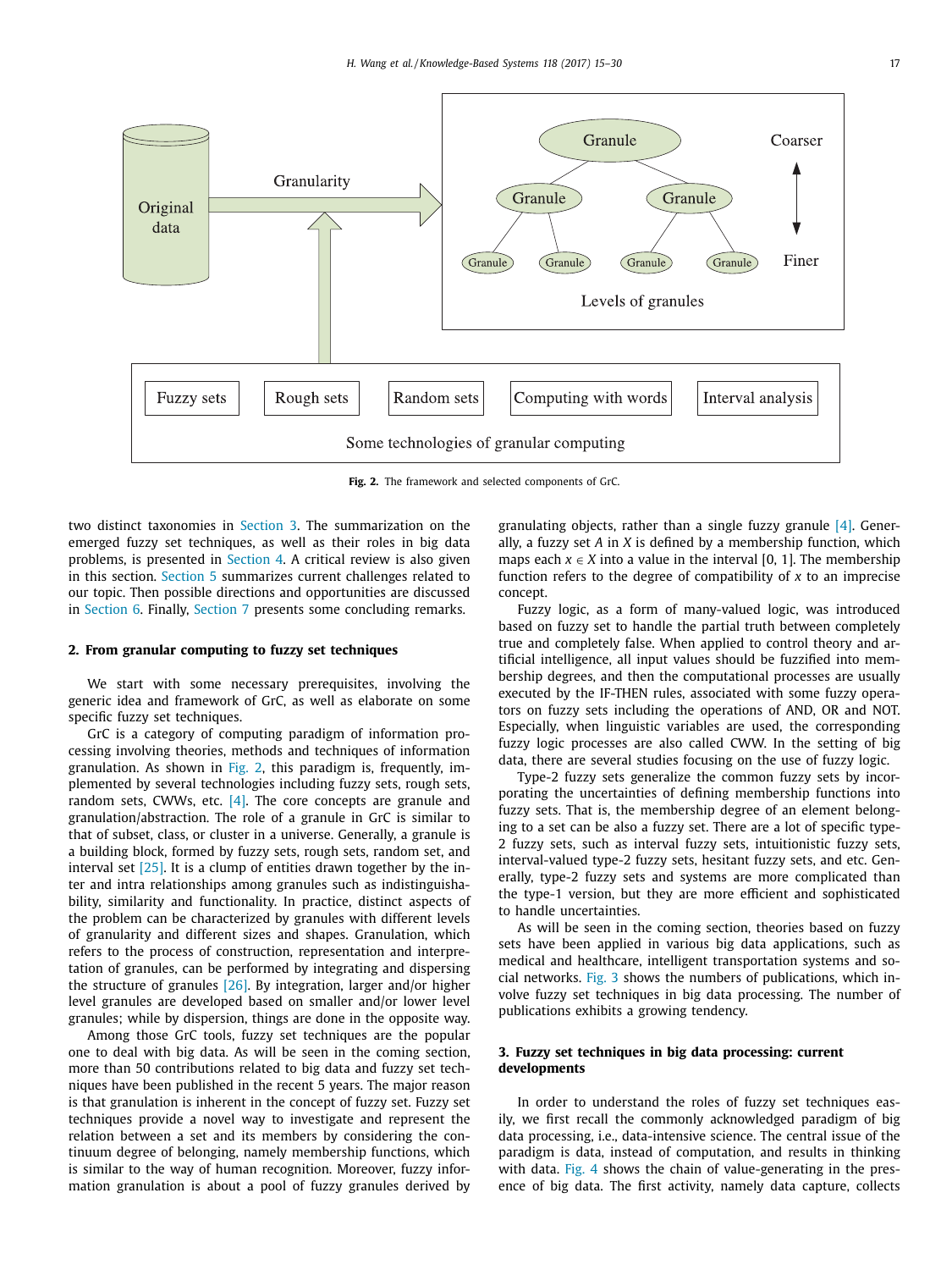Fig. 2. The framework and selected components of GrC.

two distinct taxonomies in Section 3. The summarization on the emerged fuzzy set techniques, as well as their roles in big data problems, is presented in Section 4. A critical review is also given in this section. Section 5 summarizes current challenges related to our topic. Then possible directions and opportunities are discussed in Section 6. Finally, Section 7 presents some concluding remarks.

## 2. From granular computing to fuzzy set techniques

We start with some necessary prerequisites, involving the generic idea and framework of GrC, as well as elaborate on some specific fuzzy set techniques.

GrC is a category of computing paradigm of information processing involving theories, methods and techniques of information granulation. As shown in Fig. 2, this paradigm is, frequently, implemented by several technologies including fuzzy sets, rough sets, random sets, CWWs, etc. [4]. The core concepts are granule and granulation/abstraction. The role of a granule in GrC is similar to that of subset, class, or cluster in a universe. Generally, a granule is a building block, formed by fuzzy sets, rough sets, random set, and interval set [25]. It is a clump of entities drawn together by the inter and intra relationships among granules such as indistinguishability, similarity and functionality. In practice, distinct aspects of the problem can be characterized by granules with different levels of granularity and different sizes and shapes. Granulation, which refers to the process of construction, representation and interpretation of granules, can be performed by integrating and dispersing the structure of granules [26]. By integration, larger and/or higher level granules are developed based on smaller and/or lower level granules; while by dispersion, things are done in the opposite way.

Among those GrC tools, fuzzy set techniques are the popular one to deal with big data. As will be seen in the coming section, more than 50 contributions related to big data and fuzzy set techniques have been published in the recent 5 years. The major reason is that granulation is inherent in the concept of fuzzy set. Fuzzy set techniques provide a novel way to investigate and represent the relation between a set and its members by considering the continuum degree of belonging, namely membership functions, which is similar to the way of human recognition. Moreover, fuzzy information granulation is about a pool of fuzzy granules derived by granulating objects, rather than a single fuzzy granule [4]. Generally, a fuzzy set $A$ in $X$ is defined by a membership function, which maps each $x \in X$ into a value in the interval [0, 1]. The membership function refers to the degree of compatibility of $x$ to an imprecise concept.

Fuzzy logic, as a form of many-valued logic, was introduced based on fuzzy set to handle the partial truth between completely true and completely false. When applied to control theory and artificial intelligence, all input values should be fuzzified into membership degrees, and then the computational processes are usually executed by the IF-THEN rules, associated with some fuzzy operators on fuzzy sets including the operations of AND, OR and NOT. Especially, when linguistic variables are used, the corresponding fuzzy logic processes are also called CWW. In the setting of big data, there are several studies focusing on the use of fuzzy logic.

Type-2 fuzzy sets generalize the common fuzzy sets by incorporating the uncertainties of defining membership functions into fuzzy sets. That is, the membership degree of an element belonging to a set can be also a fuzzy set. There are a lot of specific type-2 fuzzy sets, such as interval fuzzy sets, intuitionistic fuzzy sets, interval-valued type-2 fuzzy sets, hesitant fuzzy sets, and etc. Generally, type-2 fuzzy sets and systems are more complicated than the type-1 version, but they are more efficient and sophisticated to handle uncertainties.

As will be seen in the coming section, theories based on fuzzy sets have been applied in various big data applications, such as medical and healthcare, intelligent transportation systems and social networks. Fig. 3 shows the numbers of publications, which involve fuzzy set techniques in big data processing. The number of publications exhibits a growing tendency.

## 3. Fuzzy set techniques in big data processing: current developments

In order to understand the roles of fuzzy set techniques easily, we first recall the commonly acknowledged paradigm of big data processing, i.e., data-intensive science. The central issue of the paradigm is data, instead of computation, and results in thinking with data. Fig. 4 shows the chain of value-generating in the presence of big data. The first activity, namely data capture, collects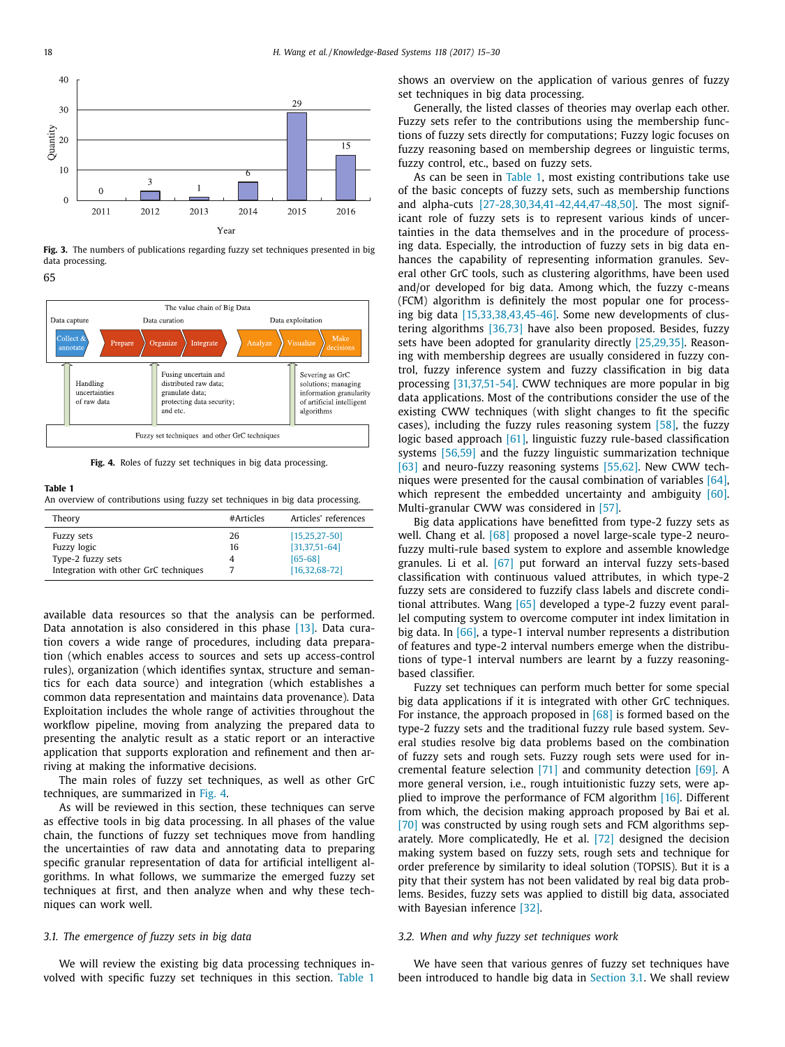Fig. 3. The numbers of publications regarding fuzzy set techniques presented in big data processing.

65

Fig. 4. Roles of fuzzy set techniques in big data processing.

**Table 1**
An overview of contributions using fuzzy set techniques in big data processing.

| Theory | #Articles | Articles' references |
|---|---|---|
| Fuzzy sets | 26 | [15,25,27-50] |
| Fuzzy logic | 16 | [31,37,51-64] |
| Type-2 fuzzy sets | 4 | [65-68] |
| Integration with other GrC techniques | 7 | [16,32,68-72] |

available data resources so that the analysis can be performed. Data annotation is also considered in this phase [13]. Data curation covers a wide range of procedures, including data preparation (which enables access to sources and sets up access-control rules), organization (which identifies syntax, structure and semantics for each data source) and integration (which establishes a common data representation and maintains data provenance). Data Exploitation includes the whole range of activities throughout the workflow pipeline, moving from analyzing the prepared data to presenting the analytic result as a static report or an interactive application that supports exploration and refinement and then arriving at making the informative decisions.

The main roles of fuzzy set techniques, as well as other GrC techniques, are summarized in Fig. 4.

As will be reviewed in this section, these techniques can serve as effective tools in big data processing. In all phases of the value chain, the functions of fuzzy set techniques move from handling the uncertainties of raw data and annotating data to preparing specific granular representation of data for artificial intelligent algorithms. In what follows, we summarize the emerged fuzzy set techniques at first, and then analyze when and why these techniques can work well.

### 3.1. The emergence of fuzzy sets in big data

We will review the existing big data processing techniques involved with specific fuzzy set techniques in this section. Table 1 shows an overview on the application of various genres of fuzzy set techniques in big data processing.

Generally, the listed classes of theories may overlap each other. Fuzzy sets refer to the contributions using the membership functions of fuzzy sets directly for computations; Fuzzy logic focuses on fuzzy reasoning based on membership degrees or linguistic terms, fuzzy control, etc., based on fuzzy sets.

As can be seen in Table 1, most existing contributions take use of the basic concepts of fuzzy sets, such as membership functions and alpha-cuts [27-28,30,34,41-42,44,47-48,50]. The most significant role of fuzzy sets is to represent various kinds of uncertainties in the data themselves and in the procedure of processing data. Especially, the introduction of fuzzy sets in big data enhances the capability of representing information granules. Several other GrC tools, such as clustering algorithms, have been used and/or developed for big data. Among which, the fuzzy c-means (FCM) algorithm is definitely the most popular one for processing big data [15,33,38,43,45-46]. Some new developments of clustering algorithms [36,73] have also been proposed. Besides, fuzzy sets have been adopted for granularity directly [25,29,35]. Reasoning with membership degrees are usually considered in fuzzy control, fuzzy inference system and fuzzy classification in big data processing [31,37,51-54]. CWW techniques are more popular in big data applications. Most of the contributions consider the use of the existing CWW techniques (with slight changes to fit the specific cases), including the fuzzy rules reasoning system [58], the fuzzy logic based approach [61], linguistic fuzzy rule-based classification systems [56,59] and the fuzzy linguistic summarization technique [63] and neuro-fuzzy reasoning systems [55,62]. New CWW techniques were presented for the causal combination of variables [64], which represent the embedded uncertainty and ambiguity [60]. Multi-granular CWW was considered in [57].

Big data applications have benefitted from type-2 fuzzy sets as well. Chang et al. [68] proposed a novel large-scale type-2 neuro-fuzzy multi-rule based system to explore and assemble knowledge granules. Li et al. [67] put forward an interval fuzzy sets-based classification with continuous valued attributes, in which type-2 fuzzy sets are considered to fuzzify class labels and discrete conditional attributes. Wang [65] developed a type-2 fuzzy event parallel computing system to overcome computer int index limitation in big data. In [66], a type-1 interval number represents a distribution of features and type-2 interval numbers emerge when the distributions of type-1 interval numbers are learnt by a fuzzy reasoning-based classifier.

Fuzzy set techniques can perform much better for some special big data applications if it is integrated with other GrC techniques. For instance, the approach proposed in [68] is formed based on the type-2 fuzzy sets and the traditional fuzzy rule based system. Several studies resolve big data problems based on the combination of fuzzy sets and rough sets. Fuzzy rough sets were used for incremental feature selection [71] and community detection [69]. A more general version, i.e., rough intuitionistic fuzzy sets, were applied to improve the performance of FCM algorithm [16]. Different from which, the decision making approach proposed by Bai et al. [70] was constructed by using rough sets and FCM algorithms separately. More complicatedly, He et al. [72] designed the decision making system based on fuzzy sets, rough sets and technique for order preference by similarity to ideal solution (TOPSIS). But it is a pity that their system has not been validated by real big data problems. Besides, fuzzy sets was applied to distill big data, associated with Bayesian inference [32].

### 3.2. When and why fuzzy set techniques work

We have seen that various genres of fuzzy set techniques have been introduced to handle big data in Section 3.1. We shall review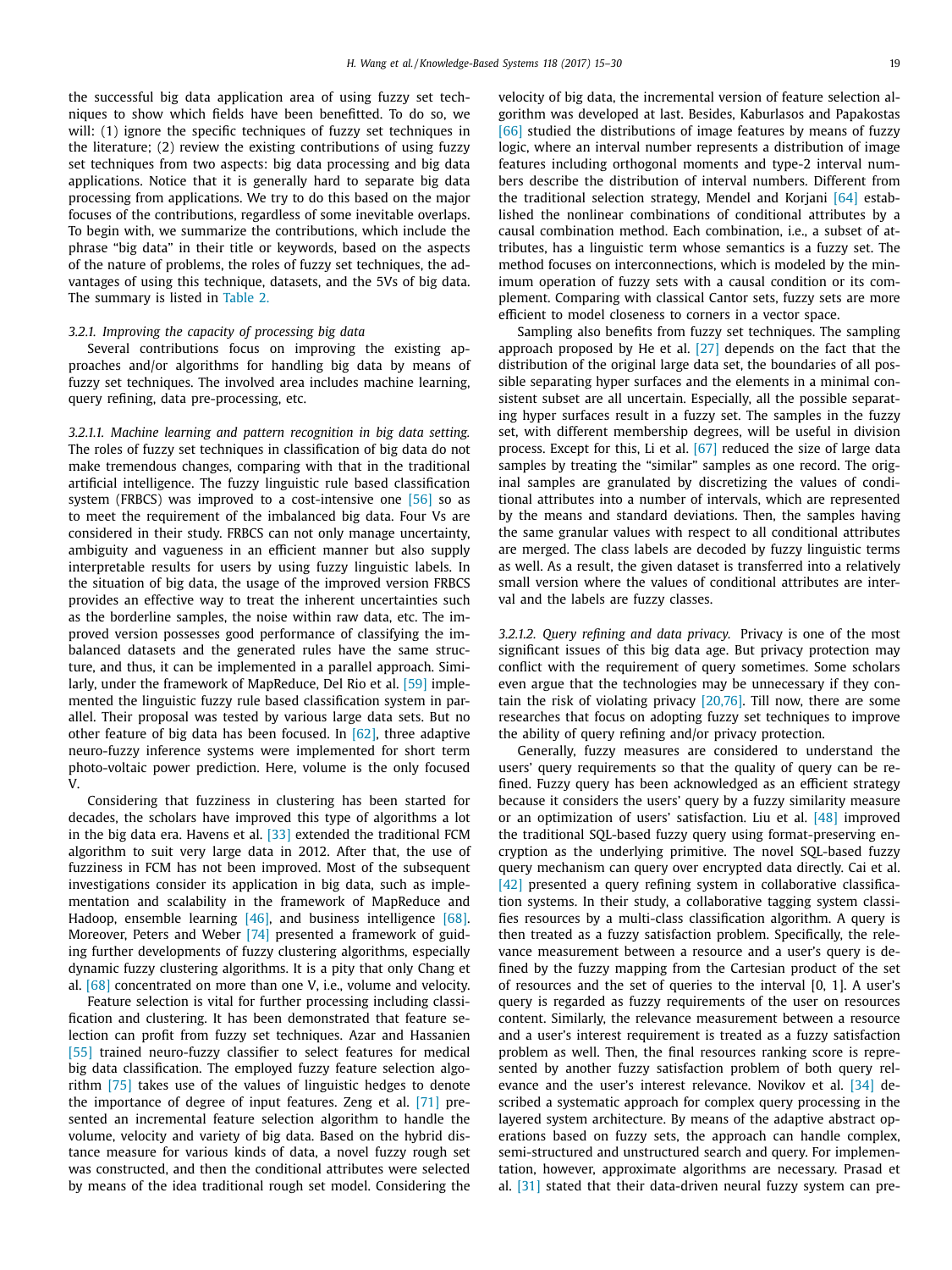the successful big data application area of using fuzzy set techniques to show which fields have been benefitted. To do so, we will: (1) ignore the specific techniques of fuzzy set techniques in the literature; (2) review the existing contributions of using fuzzy set techniques from two aspects: big data processing and big data applications. Notice that it is generally hard to separate big data processing from applications. We try to do this based on the major focuses of the contributions, regardless of some inevitable overlaps. To begin with, we summarize the contributions, which include the phrase "big data" in their title or keywords, based on the aspects of the nature of problems, the roles of fuzzy set techniques, the advantages of using this technique, datasets, and the 5Vs of big data. The summary is listed in Table 2.

### 3.2.1. Improving the capacity of processing big data

Several contributions focus on improving the existing approaches and/or algorithms for handling big data by means of fuzzy set techniques. The involved area includes machine learning, query refining, data pre-processing, etc.

*3.2.1.1. Machine learning and pattern recognition in big data setting.* The roles of fuzzy set techniques in classification of big data do not make tremendous changes, comparing with that in the traditional artificial intelligence. The fuzzy linguistic rule based classification system (FRBCS) was improved to a cost-intensive one [56] so as to meet the requirement of the imbalanced big data. Four Vs are considered in their study. FRBCS can not only manage uncertainty, ambiguity and vagueness in an efficient manner but also supply interpretable results for users by using fuzzy linguistic labels. In the situation of big data, the usage of the improved version FRBCS provides an effective way to treat the inherent uncertainties such as the borderline samples, the noise within raw data, etc. The improved version possesses good performance of classifying the imbalanced datasets and the generated rules have the same structure, and thus, it can be implemented in a parallel approach. Similarly, under the framework of MapReduce, Del Rio et al. [59] implemented the linguistic fuzzy rule based classification system in parallel. Their proposal was tested by various large data sets. But no other feature of big data has been focused. In [62], three adaptive neuro-fuzzy inference systems were implemented for short term photo-voltaic power prediction. Here, volume is the only focused V.

Considering that fuzziness in clustering has been started for decades, the scholars have improved this type of algorithms a lot in the big data era. Havens et al. [33] extended the traditional FCM algorithm to suit very large data in 2012. After that, the use of fuzziness in FCM has not been improved. Most of the subsequent investigations consider its application in big data, such as implementation and scalability in the framework of MapReduce and Hadoop, ensemble learning [46], and business intelligence [68]. Moreover, Peters and Weber [74] presented a framework of guiding further developments of fuzzy clustering algorithms, especially dynamic fuzzy clustering algorithms. It is a pity that only Chang et al. [68] concentrated on more than one V, i.e., volume and velocity.

Feature selection is vital for further processing including classification and clustering. It has been demonstrated that feature selection can profit from fuzzy set techniques. Azar and Hassanien [55] trained neuro-fuzzy classifier to select features for medical big data classification. The employed fuzzy feature selection algorithm [75] takes use of the values of linguistic hedges to denote the importance of degree of input features. Zeng et al. [71] presented an incremental feature selection algorithm to handle the volume, velocity and variety of big data. Based on the hybrid distance measure for various kinds of data, a novel fuzzy rough set was constructed, and then the conditional attributes were selected by means of the idea traditional rough set model. Considering the velocity of big data, the incremental version of feature selection algorithm was developed at last. Besides, Kaburlasos and Papakostas [66] studied the distributions of image features by means of fuzzy logic, where an interval number represents a distribution of image features including orthogonal moments and type-2 interval numbers describe the distribution of interval numbers. Different from the traditional selection strategy, Mendel and Korjani [64] established the nonlinear combinations of conditional attributes by a causal combination method. Each combination, i.e., a subset of attributes, has a linguistic term whose semantics is a fuzzy set. The method focuses on interconnections, which is modeled by the minimum operation of fuzzy sets with a causal condition or its complement. Comparing with classical Cantor sets, fuzzy sets are more efficient to model closeness to corners in a vector space.

Sampling also benefits from fuzzy set techniques. The sampling approach proposed by He et al. [27] depends on the fact that the distribution of the original large data set, the boundaries of all possible separating hyper surfaces and the elements in a minimal consistent subset are all uncertain. Especially, all the possible separating hyper surfaces result in a fuzzy set. The samples in the fuzzy set, with different membership degrees, will be useful in division process. Except for this, Li et al. [67] reduced the size of large data samples by treating the "similar" samples as one record. The original samples are granulated by discretizing the values of conditional attributes into a number of intervals, which are represented by the means and standard deviations. Then, the samples having the same granular values with respect to all conditional attributes are merged. The class labels are decoded by fuzzy linguistic terms as well. As a result, the given dataset is transferred into a relatively small version where the values of conditional attributes are interval and the labels are fuzzy classes.

*3.2.1.2. Query refining and data privacy.* Privacy is one of the most significant issues of this big data age. But privacy protection may conflict with the requirement of query sometimes. Some scholars even argue that the technologies may be unnecessary if they contain the risk of violating privacy [20,76]. Till now, there are some researches that focus on adopting fuzzy set techniques to improve the ability of query refining and/or privacy protection.

Generally, fuzzy measures are considered to understand the users' query requirements so that the quality of query can be refined. Fuzzy query has been acknowledged as an efficient strategy because it considers the users' query by a fuzzy similarity measure or an optimization of users' satisfaction. Liu et al. [48] improved the traditional SQL-based fuzzy query using format-preserving encryption as the underlying primitive. The novel SQL-based fuzzy query mechanism can query over encrypted data directly. Cai et al. [42] presented a query refining system in collaborative classification systems. In their study, a collaborative tagging system classifies resources by a multi-class classification algorithm. A query is then treated as a fuzzy satisfaction problem. Specifically, the relevance measurement between a resource and a user's query is defined by the fuzzy mapping from the Cartesian product of the set of resources and the set of queries to the interval [0, 1]. A user's query is regarded as fuzzy requirements of the user on resources content. Similarly, the relevance measurement between a resource and a user's interest requirement is treated as a fuzzy satisfaction problem as well. Then, the final resources ranking score is represented by another fuzzy satisfaction problem of both query relevance and the user's interest relevance. Novikov et al. [34] described a systematic approach for complex query processing in the layered system architecture. By means of the adaptive abstract operations based on fuzzy sets, the approach can handle complex, semi-structured and unstructured search and query. For implementation, however, approximate algorithms are necessary. Prasad et al. [31] stated that their data-driven neural fuzzy system can pre-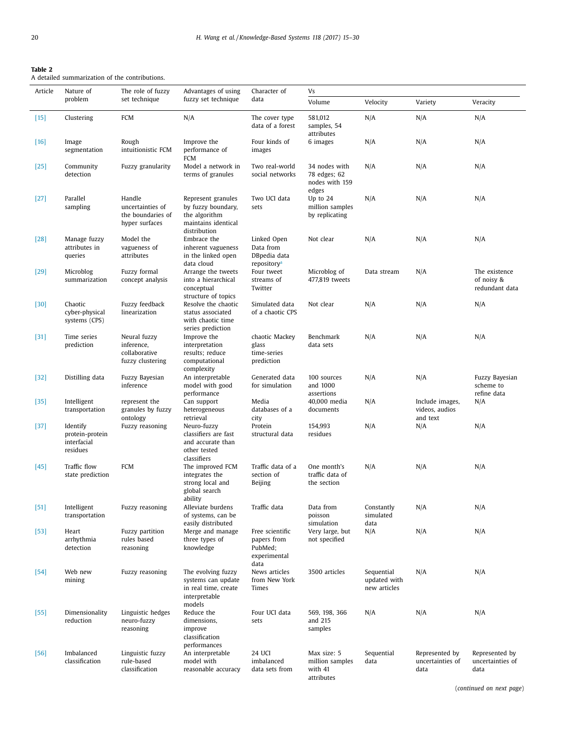**Table 2**
A detailed summarization of the contributions.

| Article | Nature of problem | The role of fuzzy set technique | Advantages of using fuzzy set technique | Character of data | Vs | | | |
|---|---|---|---|---|---|---|---|---|
| | | | | | Volume | Velocity | Variety | Veracity |
| [15] | Clustering | FCM | N/A | The cover type data of a forest | 581,012 samples, 54 attributes | N/A | N/A | N/A |
| [16] | Image segmentation | Rough intuitionistic FCM | Improve the performance of FCM | Four kinds of images | 6 images | N/A | N/A | N/A |
| [25] | Community detection | Fuzzy granularity | Model a network in terms of granules | Two real-world social networks | 34 nodes with 78 edges; 62 nodes with 159 edges | N/A | N/A | N/A |
| [27] | Parallel sampling | Handle uncertainties of the boundaries of hyper surfaces | Represent granules by fuzzy boundary, the algorithm maintains identical distribution | Two UCI data sets | Up to 24 million samples by replicating | N/A | N/A | N/A |
| [28] | Manage fuzzy attributes in queries | Model the vagueness of attributes | Embrace the inherent vagueness in the linked open data cloud | Linked Open Data from DBpedia data repository[a] | Not clear | N/A | N/A | N/A |
| [29] | Microblog summarization | Fuzzy formal concept analysis | Arrange the tweets into a hierarchical conceptual structure of topics | Four tweet streams of Twitter | Microblog of 477,819 tweets | Data stream | N/A | The existence of noisy & redundant data |
| [30] | Chaotic cyber-physical systems (CPS) | Fuzzy feedback linearization | Resolve the chaotic status associated with chaotic time series prediction | Simulated data of a chaotic CPS | Not clear | N/A | N/A | N/A |
| [31] | Time series prediction | Neural fuzzy inference, collaborative fuzzy clustering | Improve the interpretation results; reduce computational complexity | chaotic Mackey glass time-series prediction | Benchmark data sets | N/A | N/A | N/A |
| [32] | Distilling data | Fuzzy Bayesian inference | An interpretable model with good performance | Generated data for simulation | 100 sources and 1000 assertions | N/A | N/A | Fuzzy Bayesian scheme to refine data |
| [35] | Intelligent transportation | represent the granules by fuzzy ontology | Can support heterogeneous retrieval | Media databases of a city | 40,000 media documents | N/A | Include images, videos, audios and text | N/A |
| [37] | Identify protein-protein interfacial residues | Fuzzy reasoning | Neuro-fuzzy classifiers are fast and accurate than other tested classifiers | Protein structural data | 154,993 residues | N/A | N/A | N/A |
| [45] | Traffic flow state prediction | FCM | The improved FCM integrates the strong local and global search ability | Traffic data of a section of Beijing | One month's traffic data of the section | N/A | N/A | N/A |
| [51] | Intelligent transportation | Fuzzy reasoning | Alleviate burdens of systems, can be easily distributed | Traffic data | Data from poisson simulation | Constantly simulated data | N/A | N/A |
| [53] | Heart arrhythmia detection | Fuzzy partition rules based reasoning | Merge and manage three types of knowledge | Free scientific papers from PubMed; experimental data | Very large, but not specified | N/A | N/A | N/A |
| [54] | Web new mining | Fuzzy reasoning | The evolving fuzzy systems can update in real time, create interpretable models | News articles from New York Times | 3500 articles | Sequential updated with new articles | N/A | N/A |
| [55] | Dimensionality reduction | Linguistic hedges neuro-fuzzy reasoning | Reduce the dimensions, improve classification performances | Four UCI data sets | 569, 198, 366 and 215 samples | N/A | N/A | N/A |
| [56] | Imbalanced classification | Linguistic fuzzy rule-based classification | An interpretable model with reasonable accuracy | 24 UCI imbalanced data sets from | Max size: 5 million samples with 41 attributes | Sequential data | Represented by uncertainties of data | Represented by uncertainties of data |

(*continued on next page*)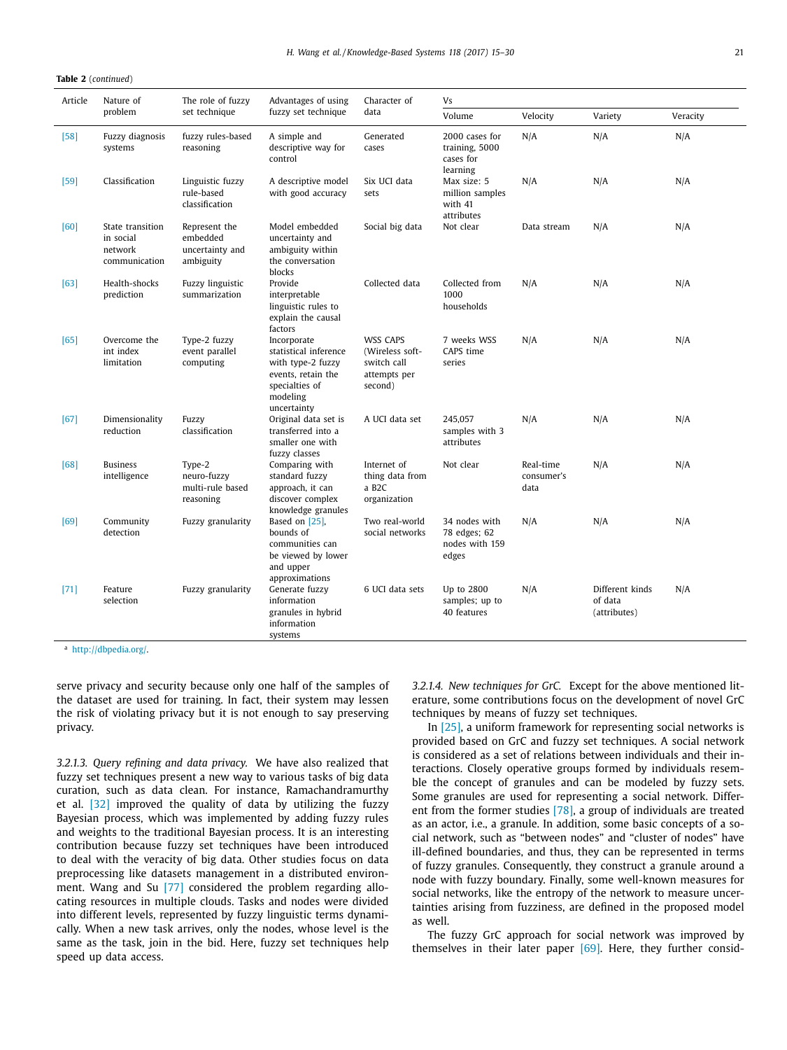**Table 2** (*continued*)

| Article | Nature of problem | The role of fuzzy set technique | Advantages of using fuzzy set technique | Character of data | Vs | | | |
|---|---|---|---|---|---|---|---|---|
| | | | | | Volume | Velocity | Variety | Veracity |
| [58] | Fuzzy diagnosis systems | fuzzy rules-based reasoning | A simple and descriptive way for control | Generated cases | 2000 cases for training, 5000 cases for learning | N/A | N/A | N/A |
| [59] | Classification | Linguistic fuzzy rule-based classification | A descriptive model with good accuracy | Six UCI data sets | Max size: 5 million samples with 41 attributes | N/A | N/A | N/A |
| [60] | State transition in social network communication | Represent the embedded uncertainty and ambiguity | Model embedded uncertainty and ambiguity within the conversation blocks | Social big data | Not clear | Data stream | N/A | N/A |
| [63] | Health-shocks prediction | Fuzzy linguistic summarization | Provide interpretable linguistic rules to explain the causal factors | Collected data | Collected from 1000 households | N/A | N/A | N/A |
| [65] | Overcome the int index limitation | Type-2 fuzzy event parallel computing | Incorporate statistical inference with type-2 fuzzy events, retain the specialties of modeling uncertainty | WSS CAPS (Wireless soft-switch call attempts per second) | 7 weeks WSS CAPS time series | N/A | N/A | N/A |
| [67] | Dimensionality reduction | Fuzzy classification | Original data set is transferred into a smaller one with fuzzy classes | A UCI data set | 245,057 samples with 3 attributes | N/A | N/A | N/A |
| [68] | Business intelligence | Type-2 neuro-fuzzy multi-rule based reasoning | Comparing with standard fuzzy approach, it can discover complex knowledge granules | Internet of thing data from a B2C organization | Not clear | Real-time consumer's data | N/A | N/A |
| [69] | Community detection | Fuzzy granularity | Based on [25], bounds of communities can be viewed by lower and upper approximations | Two real-world social networks | 34 nodes with 78 edges; 62 nodes with 159 edges | N/A | N/A | N/A |
| [71] | Feature selection | Fuzzy granularity | Generate fuzzy information granules in hybrid information systems | 6 UCI data sets | Up to 2800 samples; up to 40 features | N/A | Different kinds of data (attributes) | N/A |

[a] http://dbpedia.org/.

serve privacy and security because only one half of the samples of the dataset are used for training. In fact, their system may lessen the risk of violating privacy but it is not enough to say preserving privacy.

*3.2.1.3. Query refining and data privacy.* We have also realized that fuzzy set techniques present a new way to various tasks of big data curation, such as data clean. For instance, Ramachandramurthy et al. [32] improved the quality of data by utilizing the fuzzy Bayesian process, which was implemented by adding fuzzy rules and weights to the traditional Bayesian process. It is an interesting contribution because fuzzy set techniques have been introduced to deal with the veracity of big data. Other studies focus on data preprocessing like datasets management in a distributed environment. Wang and Su [77] considered the problem regarding allocating resources in multiple clouds. Tasks and nodes were divided into different levels, represented by fuzzy linguistic terms dynamically. When a new task arrives, only the nodes, whose level is the same as the task, join in the bid. Here, fuzzy set techniques help speed up data access.

*3.2.1.4. New techniques for GrC.* Except for the above mentioned literature, some contributions focus on the development of novel GrC techniques by means of fuzzy set techniques.

In [25], a uniform framework for representing social networks is provided based on GrC and fuzzy set techniques. A social network is considered as a set of relations between individuals and their interactions. Closely operative groups formed by individuals resemble the concept of granules and can be modeled by fuzzy sets. Some granules are used for representing a social network. Different from the former studies [78], a group of individuals are treated as an actor, i.e., a granule. In addition, some basic concepts of a social network, such as "between nodes" and "cluster of nodes" have ill-defined boundaries, and thus, they can be represented in terms of fuzzy granules. Consequently, they construct a granule around a node with fuzzy boundary. Finally, some well-known measures for social networks, like the entropy of the network to measure uncertainties arising from fuzziness, are defined in the proposed model as well.

The fuzzy GrC approach for social network was improved by themselves in their later paper [69]. Here, they further consid-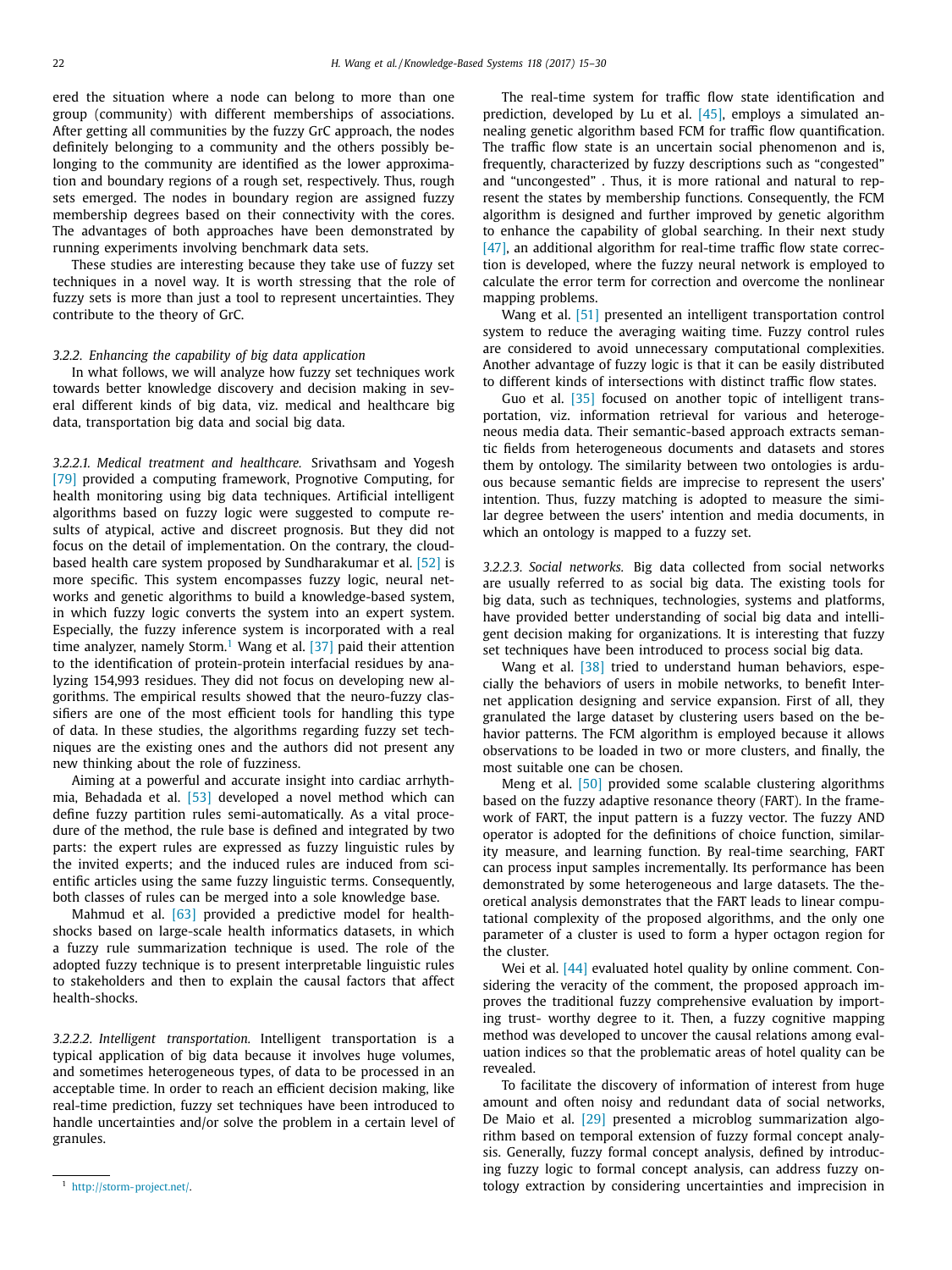ered the situation where a node can belong to more than one group (community) with different memberships of associations. After getting all communities by the fuzzy GrC approach, the nodes definitely belonging to a community and the others possibly belonging to the community are identified as the lower approximation and boundary regions of a rough set, respectively. Thus, rough sets emerged. The nodes in boundary region are assigned fuzzy membership degrees based on their connectivity with the cores. The advantages of both approaches have been demonstrated by running experiments involving benchmark data sets.

These studies are interesting because they take use of fuzzy set techniques in a novel way. It is worth stressing that the role of fuzzy sets is more than just a tool to represent uncertainties. They contribute to the theory of GrC.

#### *3.2.2. Enhancing the capability of big data application*

In what follows, we will analyze how fuzzy set techniques work towards better knowledge discovery and decision making in several different kinds of big data, viz. medical and healthcare big data, transportation big data and social big data.

*3.2.2.1. Medical treatment and healthcare.* Srivathsam and Yogesh [79] provided a computing framework, Prognotive Computing, for health monitoring using big data techniques. Artificial intelligent algorithms based on fuzzy logic were suggested to compute results of atypical, active and discreet prognosis. But they did not focus on the detail of implementation. On the contrary, the cloud-based health care system proposed by Sundharakumar et al. [52] is more specific. This system encompasses fuzzy logic, neural networks and genetic algorithms to build a knowledge-based system, in which fuzzy logic converts the system into an expert system. Especially, the fuzzy inference system is incorporated with a real time analyzer, namely Storm.[1] Wang et al. [37] paid their attention to the identification of protein-protein interfacial residues by analyzing 154,993 residues. They did not focus on developing new algorithms. The empirical results showed that the neuro-fuzzy classifiers are one of the most efficient tools for handling this type of data. In these studies, the algorithms regarding fuzzy set techniques are the existing ones and the authors did not present any new thinking about the role of fuzziness.

Aiming at a powerful and accurate insight into cardiac arrhythmia, Behadada et al. [53] developed a novel method which can define fuzzy partition rules semi-automatically. As a vital procedure of the method, the rule base is defined and integrated by two parts: the expert rules are expressed as fuzzy linguistic rules by the invited experts; and the induced rules are induced from scientific articles using the same fuzzy linguistic terms. Consequently, both classes of rules can be merged into a sole knowledge base.

Mahmud et al. [63] provided a predictive model for health-shocks based on large-scale health informatics datasets, in which a fuzzy rule summarization technique is used. The role of the adopted fuzzy technique is to present interpretable linguistic rules to stakeholders and then to explain the causal factors that affect health-shocks.

*3.2.2.2. Intelligent transportation.* Intelligent transportation is a typical application of big data because it involves huge volumes, and sometimes heterogeneous types, of data to be processed in an acceptable time. In order to reach an efficient decision making, like real-time prediction, fuzzy set techniques have been introduced to handle uncertainties and/or solve the problem in a certain level of granules.

The real-time system for traffic flow state identification and prediction, developed by Lu et al. [45], employs a simulated annealing genetic algorithm based FCM for traffic flow quantification. The traffic flow state is an uncertain social phenomenon and is, frequently, characterized by fuzzy descriptions such as "congested" and "uncongested" . Thus, it is more rational and natural to represent the states by membership functions. Consequently, the FCM algorithm is designed and further improved by genetic algorithm to enhance the capability of global searching. In their next study [47], an additional algorithm for real-time traffic flow state correction is developed, where the fuzzy neural network is employed to calculate the error term for correction and overcome the nonlinear mapping problems.

Wang et al. [51] presented an intelligent transportation control system to reduce the averaging waiting time. Fuzzy control rules are considered to avoid unnecessary computational complexities. Another advantage of fuzzy logic is that it can be easily distributed to different kinds of intersections with distinct traffic flow states.

Guo et al. [35] focused on another topic of intelligent transportation, viz. information retrieval for various and heterogeneous media data. Their semantic-based approach extracts semantic fields from heterogeneous documents and datasets and stores them by ontology. The similarity between two ontologies is arduous because semantic fields are imprecise to represent the users' intention. Thus, fuzzy matching is adopted to measure the similar degree between the users' intention and media documents, in which an ontology is mapped to a fuzzy set.

*3.2.2.3. Social networks.* Big data collected from social networks are usually referred to as social big data. The existing tools for big data, such as techniques, technologies, systems and platforms, have provided better understanding of social big data and intelligent decision making for organizations. It is interesting that fuzzy set techniques have been introduced to process social big data.

Wang et al. [38] tried to understand human behaviors, especially the behaviors of users in mobile networks, to benefit Internet application designing and service expansion. First of all, they granulated the large dataset by clustering users based on the behavior patterns. The FCM algorithm is employed because it allows observations to be loaded in two or more clusters, and finally, the most suitable one can be chosen.

Meng et al. [50] provided some scalable clustering algorithms based on the fuzzy adaptive resonance theory (FART). In the framework of FART, the input pattern is a fuzzy vector. The fuzzy AND operator is adopted for the definitions of choice function, similarity measure, and learning function. By real-time searching, FART can process input samples incrementally. Its performance has been demonstrated by some heterogeneous and large datasets. The theoretical analysis demonstrates that the FART leads to linear computational complexity of the proposed algorithms, and the only one parameter of a cluster is used to form a hyper octagon region for the cluster.

Wei et al. [44] evaluated hotel quality by online comment. Considering the veracity of the comment, the proposed approach improves the traditional fuzzy comprehensive evaluation by importing trust- worthy degree to it. Then, a fuzzy cognitive mapping method was developed to uncover the causal relations among evaluation indices so that the problematic areas of hotel quality can be revealed.

To facilitate the discovery of information of interest from huge amount and often noisy and redundant data of social networks, De Maio et al. [29] presented a microblog summarization algorithm based on temporal extension of fuzzy formal concept analysis. Generally, fuzzy formal concept analysis, defined by introducing fuzzy logic to formal concept analysis, can address fuzzy ontology extraction by considering uncertainties and imprecision in

[1] http://storm-project.net/.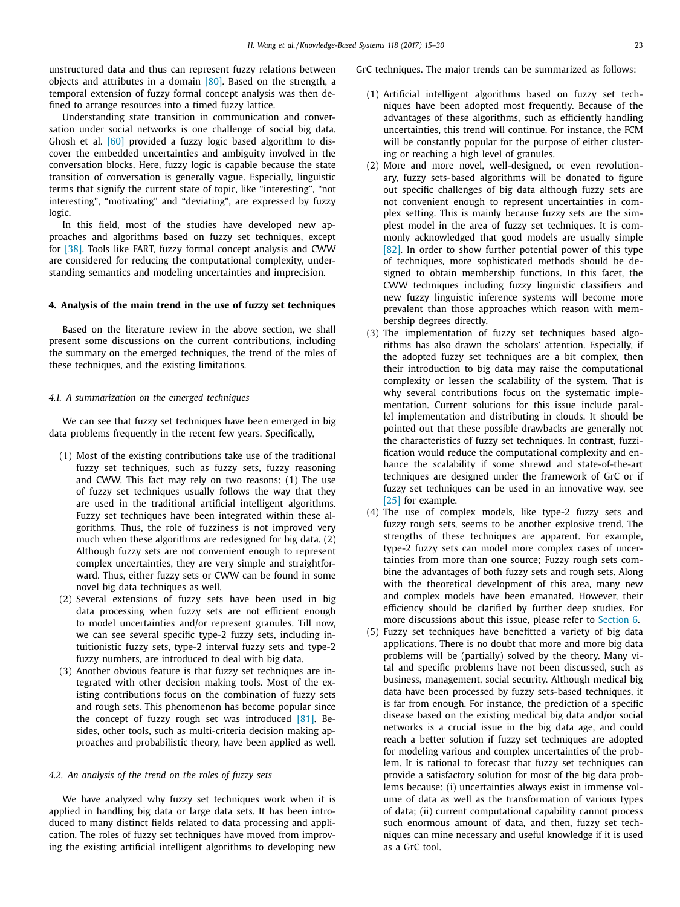unstructured data and thus can represent fuzzy relations between objects and attributes in a domain [80]. Based on the strength, a temporal extension of fuzzy formal concept analysis was then defined to arrange resources into a timed fuzzy lattice.

Understanding state transition in communication and conversation under social networks is one challenge of social big data. Ghosh et al. [60] provided a fuzzy logic based algorithm to discover the embedded uncertainties and ambiguity involved in the conversation blocks. Here, fuzzy logic is capable because the state transition of conversation is generally vague. Especially, linguistic terms that signify the current state of topic, like "interesting", "not interesting", "motivating" and "deviating", are expressed by fuzzy logic.

In this field, most of the studies have developed new approaches and algorithms based on fuzzy set techniques, except for [38]. Tools like FART, fuzzy formal concept analysis and CWW are considered for reducing the computational complexity, understanding semantics and modeling uncertainties and imprecision.

## 4. Analysis of the main trend in the use of fuzzy set techniques

Based on the literature review in the above section, we shall present some discussions on the current contributions, including the summary on the emerged techniques, the trend of the roles of these techniques, and the existing limitations.

### *4.1. A summarization on the emerged techniques*

We can see that fuzzy set techniques have been emerged in big data problems frequently in the recent few years. Specifically,

(1) Most of the existing contributions take use of the traditional fuzzy set techniques, such as fuzzy sets, fuzzy reasoning and CWW. This fact may rely on two reasons: (1) The use of fuzzy set techniques usually follows the way that they are used in the traditional artificial intelligent algorithms. Fuzzy set techniques have been integrated within these algorithms. Thus, the role of fuzziness is not improved very much when these algorithms are redesigned for big data. (2) Although fuzzy sets are not convenient enough to represent complex uncertainties, they are very simple and straightforward. Thus, either fuzzy sets or CWW can be found in some novel big data techniques as well.

(2) Several extensions of fuzzy sets have been used in big data processing when fuzzy sets are not efficient enough to model uncertainties and/or represent granules. Till now, we can see several specific type-2 fuzzy sets, including intuitionistic fuzzy sets, type-2 interval fuzzy sets and type-2 fuzzy numbers, are introduced to deal with big data.

(3) Another obvious feature is that fuzzy set techniques are integrated with other decision making tools. Most of the existing contributions focus on the combination of fuzzy sets and rough sets. This phenomenon has become popular since the concept of fuzzy rough set was introduced [81]. Besides, other tools, such as multi-criteria decision making approaches and probabilistic theory, have been applied as well.

### *4.2. An analysis of the trend on the roles of fuzzy sets*

We have analyzed why fuzzy set techniques work when it is applied in handling big data or large data sets. It has been introduced to many distinct fields related to data processing and application. The roles of fuzzy set techniques have moved from improving the existing artificial intelligent algorithms to developing new GrC techniques. The major trends can be summarized as follows:

(1) Artificial intelligent algorithms based on fuzzy set techniques have been adopted most frequently. Because of the advantages of these algorithms, such as efficiently handling uncertainties, this trend will continue. For instance, the FCM will be constantly popular for the purpose of either clustering or reaching a high level of granules.

(2) More and more novel, well-designed, or even revolutionary, fuzzy sets-based algorithms will be donated to figure out specific challenges of big data although fuzzy sets are not convenient enough to represent uncertainties in complex setting. This is mainly because fuzzy sets are the simplest model in the area of fuzzy set techniques. It is commonly acknowledged that good models are usually simple [82]. In order to show further potential power of this type of techniques, more sophisticated methods should be designed to obtain membership functions. In this facet, the CWW techniques including fuzzy linguistic classifiers and new fuzzy linguistic inference systems will become more prevalent than those approaches which reason with membership degrees directly.

(3) The implementation of fuzzy set techniques based algorithms has also drawn the scholars' attention. Especially, if the adopted fuzzy set techniques are a bit complex, then their introduction to big data may raise the computational complexity or lessen the scalability of the system. That is why several contributions focus on the systematic implementation. Current solutions for this issue include parallel implementation and distributing in clouds. It should be pointed out that these possible drawbacks are generally not the characteristics of fuzzy set techniques. In contrast, fuzzification would reduce the computational complexity and enhance the scalability if some shrewd and state-of-the-art techniques are designed under the framework of GrC or if fuzzy set techniques can be used in an innovative way, see [25] for example.

(4) The use of complex models, like type-2 fuzzy sets and fuzzy rough sets, seems to be another explosive trend. The strengths of these techniques are apparent. For example, type-2 fuzzy sets can model more complex cases of uncertainties from more than one source; Fuzzy rough sets combine the advantages of both fuzzy sets and rough sets. Along with the theoretical development of this area, many new and complex models have been emanated. However, their efficiency should be clarified by further deep studies. For more discussions about this issue, please refer to Section 6.

(5) Fuzzy set techniques have benefitted a variety of big data applications. There is no doubt that more and more big data problems will be (partially) solved by the theory. Many vital and specific problems have not been discussed, such as business, management, social security. Although medical big data have been processed by fuzzy sets-based techniques, it is far from enough. For instance, the prediction of a specific disease based on the existing medical big data and/or social networks is a crucial issue in the big data age, and could reach a better solution if fuzzy set techniques are adopted for modeling various and complex uncertainties of the problem. It is rational to forecast that fuzzy set techniques can provide a satisfactory solution for most of the big data problems because: (i) uncertainties always exist in immense volume of data as well as the transformation of various types of data; (ii) current computational capability cannot process such enormous amount of data, and then, fuzzy set techniques can mine necessary and useful knowledge if it is used as a GrC tool.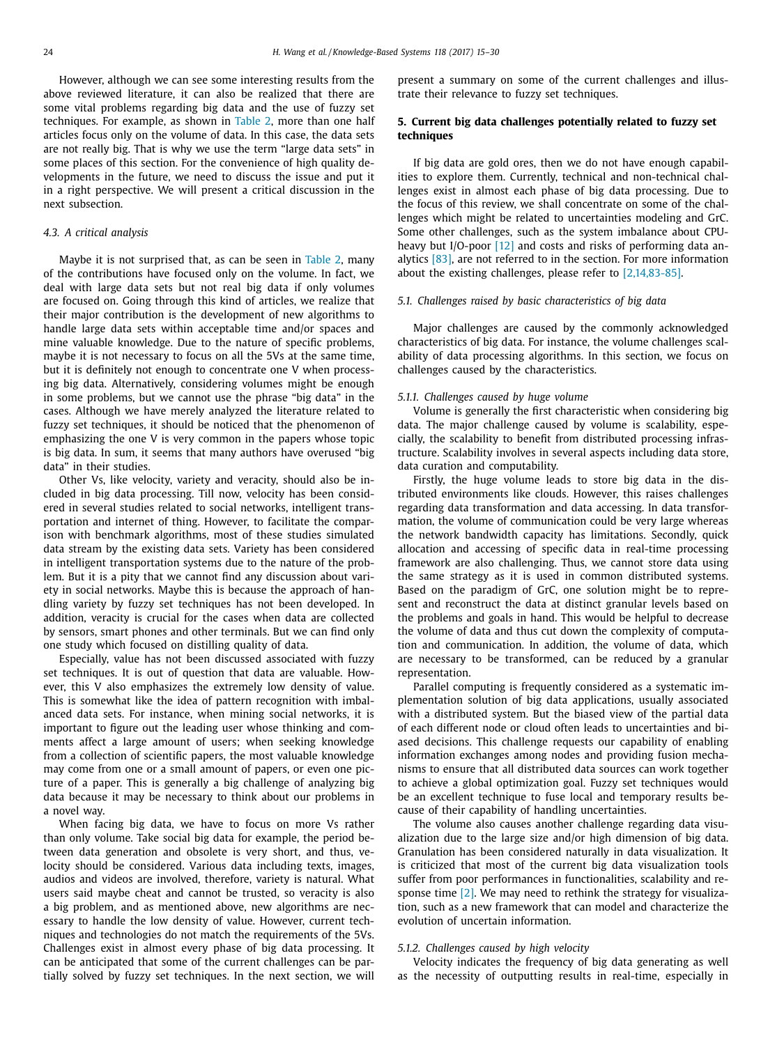However, although we can see some interesting results from the above reviewed literature, it can also be realized that there are some vital problems regarding big data and the use of fuzzy set techniques. For example, as shown in Table 2, more than one half articles focus only on the volume of data. In this case, the data sets are not really big. That is why we use the term "large data sets" in some places of this section. For the convenience of high quality developments in the future, we need to discuss the issue and put it in a right perspective. We will present a critical discussion in the next subsection.

### 4.3. A critical analysis

Maybe it is not surprised that, as can be seen in Table 2, many of the contributions have focused only on the volume. In fact, we deal with large data sets but not real big data if only volumes are focused on. Going through this kind of articles, we realize that their major contribution is the development of new algorithms to handle large data sets within acceptable time and/or spaces and mine valuable knowledge. Due to the nature of specific problems, maybe it is not necessary to focus on all the 5Vs at the same time, but it is definitely not enough to concentrate one V when processing big data. Alternatively, considering volumes might be enough in some problems, but we cannot use the phrase "big data" in the cases. Although we have merely analyzed the literature related to fuzzy set techniques, it should be noticed that the phenomenon of emphasizing the one V is very common in the papers whose topic is big data. In sum, it seems that many authors have overused "big data" in their studies.

Other Vs, like velocity, variety and veracity, should also be included in big data processing. Till now, velocity has been considered in several studies related to social networks, intelligent transportation and internet of thing. However, to facilitate the comparison with benchmark algorithms, most of these studies simulated data stream by the existing data sets. Variety has been considered in intelligent transportation systems due to the nature of the problem. But it is a pity that we cannot find any discussion about variety in social networks. Maybe this is because the approach of handling variety by fuzzy set techniques has not been developed. In addition, veracity is crucial for the cases when data are collected by sensors, smart phones and other terminals. But we can find only one study which focused on distilling quality of data.

Especially, value has not been discussed associated with fuzzy set techniques. It is out of question that data are valuable. However, this V also emphasizes the extremely low density of value. This is somewhat like the idea of pattern recognition with imbalanced data sets. For instance, when mining social networks, it is important to figure out the leading user whose thinking and comments affect a large amount of users; when seeking knowledge from a collection of scientific papers, the most valuable knowledge may come from one or a small amount of papers, or even one picture of a paper. This is generally a big challenge of analyzing big data because it may be necessary to think about our problems in a novel way.

When facing big data, we have to focus on more Vs rather than only volume. Take social big data for example, the period between data generation and obsolete is very short, and thus, velocity should be considered. Various data including texts, images, audios and videos are involved, therefore, variety is natural. What users said maybe cheat and cannot be trusted, so veracity is also a big problem, and as mentioned above, new algorithms are necessary to handle the low density of value. However, current techniques and technologies do not match the requirements of the 5Vs. Challenges exist in almost every phase of big data processing. It can be anticipated that some of the current challenges can be partially solved by fuzzy set techniques. In the next section, we will present a summary on some of the current challenges and illustrate their relevance to fuzzy set techniques.

## 5. Current big data challenges potentially related to fuzzy set techniques

If big data are gold ores, then we do not have enough capabilities to explore them. Currently, technical and non-technical challenges exist in almost each phase of big data processing. Due to the focus of this review, we shall concentrate on some of the challenges which might be related to uncertainties modeling and GrC. Some other challenges, such as the system imbalance about CPU-heavy but I/O-poor [12] and costs and risks of performing data analytics [83], are not referred to in the section. For more information about the existing challenges, please refer to [2,14,83-85].

### 5.1. Challenges raised by basic characteristics of big data

Major challenges are caused by the commonly acknowledged characteristics of big data. For instance, the volume challenges scalability of data processing algorithms. In this section, we focus on challenges caused by the characteristics.

#### 5.1.1. Challenges caused by huge volume

Volume is generally the first characteristic when considering big data. The major challenge caused by volume is scalability, especially, the scalability to benefit from distributed processing infrastructure. Scalability involves in several aspects including data store, data curation and computability.

Firstly, the huge volume leads to store big data in the distributed environments like clouds. However, this raises challenges regarding data transformation and data accessing. In data transformation, the volume of communication could be very large whereas the network bandwidth capacity has limitations. Secondly, quick allocation and accessing of specific data in real-time processing framework are also challenging. Thus, we cannot store data using the same strategy as it is used in common distributed systems. Based on the paradigm of GrC, one solution might be to represent and reconstruct the data at distinct granular levels based on the problems and goals in hand. This would be helpful to decrease the volume of data and thus cut down the complexity of computation and communication. In addition, the volume of data, which are necessary to be transformed, can be reduced by a granular representation.

Parallel computing is frequently considered as a systematic implementation solution of big data applications, usually associated with a distributed system. But the biased view of the partial data of each different node or cloud often leads to uncertainties and biased decisions. This challenge requests our capability of enabling information exchanges among nodes and providing fusion mechanisms to ensure that all distributed data sources can work together to achieve a global optimization goal. Fuzzy set techniques would be an excellent technique to fuse local and temporary results because of their capability of handling uncertainties.

The volume also causes another challenge regarding data visualization due to the large size and/or high dimension of big data. Granulation has been considered naturally in data visualization. It is criticized that most of the current big data visualization tools suffer from poor performances in functionalities, scalability and response time [2]. We may need to rethink the strategy for visualization, such as a new framework that can model and characterize the evolution of uncertain information.

#### 5.1.2. Challenges caused by high velocity

Velocity indicates the frequency of big data generating as well as the necessity of outputting results in real-time, especially in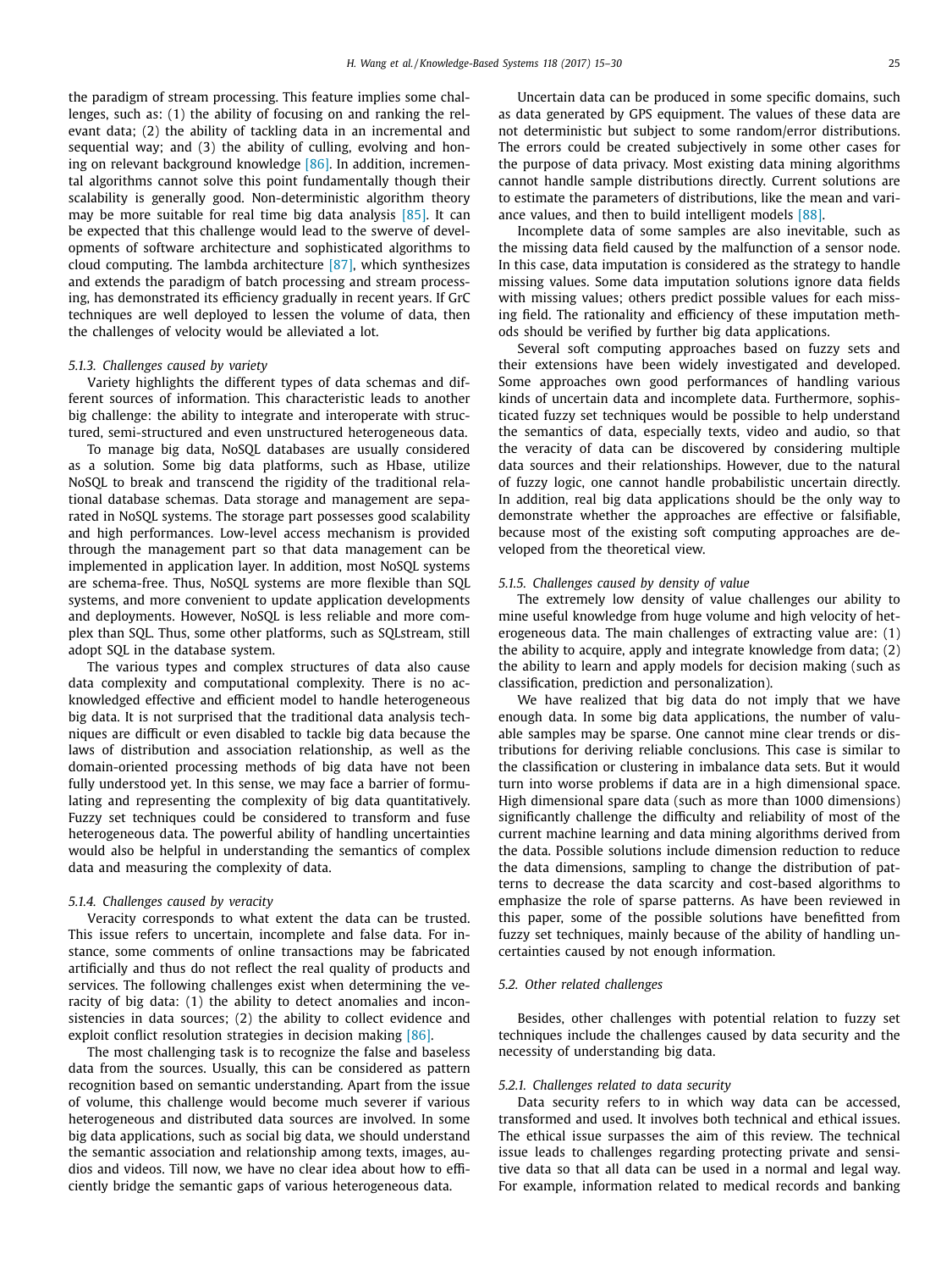the paradigm of stream processing. This feature implies some challenges, such as: (1) the ability of focusing on and ranking the relevant data; (2) the ability of tackling data in an incremental and sequential way; and (3) the ability of culling, evolving and honing on relevant background knowledge [86]. In addition, incremental algorithms cannot solve this point fundamentally though their scalability is generally good. Non-deterministic algorithm theory may be more suitable for real time big data analysis [85]. It can be expected that this challenge would lead to the swerve of developments of software architecture and sophisticated algorithms to cloud computing. The lambda architecture [87], which synthesizes and extends the paradigm of batch processing and stream processing, has demonstrated its efficiency gradually in recent years. If GrC techniques are well deployed to lessen the volume of data, then the challenges of velocity would be alleviated a lot.

#### 5.1.3. Challenges caused by variety

Variety highlights the different types of data schemas and different sources of information. This characteristic leads to another big challenge: the ability to integrate and interoperate with structured, semi-structured and even unstructured heterogeneous data.

To manage big data, NoSQL databases are usually considered as a solution. Some big data platforms, such as Hbase, utilize NoSQL to break and transcend the rigidity of the traditional relational database schemas. Data storage and management are separated in NoSQL systems. The storage part possesses good scalability and high performances. Low-level access mechanism is provided through the management part so that data management can be implemented in application layer. In addition, most NoSQL systems are schema-free. Thus, NoSQL systems are more flexible than SQL systems, and more convenient to update application developments and deployments. However, NoSQL is less reliable and more complex than SQL. Thus, some other platforms, such as SQLstream, still adopt SQL in the database system.

The various types and complex structures of data also cause data complexity and computational complexity. There is no acknowledged effective and efficient model to handle heterogeneous big data. It is not surprised that the traditional data analysis techniques are difficult or even disabled to tackle big data because the laws of distribution and association relationship, as well as the domain-oriented processing methods of big data have not been fully understood yet. In this sense, we may face a barrier of formulating and representing the complexity of big data quantitatively. Fuzzy set techniques could be considered to transform and fuse heterogeneous data. The powerful ability of handling uncertainties would also be helpful in understanding the semantics of complex data and measuring the complexity of data.

#### 5.1.4. Challenges caused by veracity

Veracity corresponds to what extent the data can be trusted. This issue refers to uncertain, incomplete and false data. For instance, some comments of online transactions may be fabricated artificially and thus do not reflect the real quality of products and services. The following challenges exist when determining the veracity of big data: (1) the ability to detect anomalies and inconsistencies in data sources; (2) the ability to collect evidence and exploit conflict resolution strategies in decision making [86].

The most challenging task is to recognize the false and baseless data from the sources. Usually, this can be considered as pattern recognition based on semantic understanding. Apart from the issue of volume, this challenge would become much severer if various heterogeneous and distributed data sources are involved. In some big data applications, such as social big data, we should understand the semantic association and relationship among texts, images, audios and videos. Till now, we have no clear idea about how to efficiently bridge the semantic gaps of various heterogeneous data.

Uncertain data can be produced in some specific domains, such as data generated by GPS equipment. The values of these data are not deterministic but subject to some random/error distributions. The errors could be created subjectively in some other cases for the purpose of data privacy. Most existing data mining algorithms cannot handle sample distributions directly. Current solutions are to estimate the parameters of distributions, like the mean and variance values, and then to build intelligent models [88].

Incomplete data of some samples are also inevitable, such as the missing data field caused by the malfunction of a sensor node. In this case, data imputation is considered as the strategy to handle missing values. Some data imputation solutions ignore data fields with missing values; others predict possible values for each missing field. The rationality and efficiency of these imputation methods should be verified by further big data applications.

Several soft computing approaches based on fuzzy sets and their extensions have been widely investigated and developed. Some approaches own good performances of handling various kinds of uncertain data and incomplete data. Furthermore, sophisticated fuzzy set techniques would be possible to help understand the semantics of data, especially texts, video and audio, so that the veracity of data can be discovered by considering multiple data sources and their relationships. However, due to the natural of fuzzy logic, one cannot handle probabilistic uncertain directly. In addition, real big data applications should be the only way to demonstrate whether the approaches are effective or falsifiable, because most of the existing soft computing approaches are developed from the theoretical view.

#### 5.1.5. Challenges caused by density of value

The extremely low density of value challenges our ability to mine useful knowledge from huge volume and high velocity of heterogeneous data. The main challenges of extracting value are: (1) the ability to acquire, apply and integrate knowledge from data; (2) the ability to learn and apply models for decision making (such as classification, prediction and personalization).

We have realized that big data do not imply that we have enough data. In some big data applications, the number of valuable samples may be sparse. One cannot mine clear trends or distributions for deriving reliable conclusions. This case is similar to the classification or clustering in imbalance data sets. But it would turn into worse problems if data are in a high dimensional space. High dimensional spare data (such as more than 1000 dimensions) significantly challenge the difficulty and reliability of most of the current machine learning and data mining algorithms derived from the data. Possible solutions include dimension reduction to reduce the data dimensions, sampling to change the distribution of patterns to decrease the data scarcity and cost-based algorithms to emphasize the role of sparse patterns. As have been reviewed in this paper, some of the possible solutions have benefitted from fuzzy set techniques, mainly because of the ability of handling uncertainties caused by not enough information.

### 5.2. Other related challenges

Besides, other challenges with potential relation to fuzzy set techniques include the challenges caused by data security and the necessity of understanding big data.

#### 5.2.1. Challenges related to data security

Data security refers to in which way data can be accessed, transformed and used. It involves both technical and ethical issues. The ethical issue surpasses the aim of this review. The technical issue leads to challenges regarding protecting private and sensitive data so that all data can be used in a normal and legal way. For example, information related to medical records and banking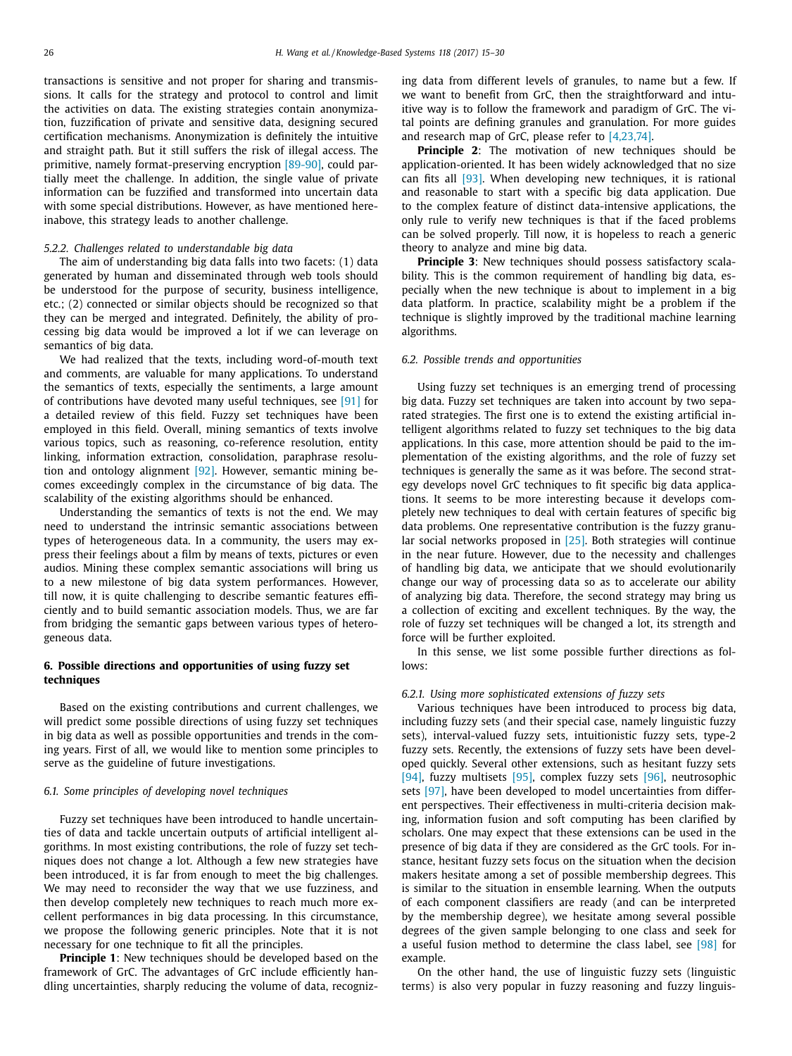transactions is sensitive and not proper for sharing and transmissions. It calls for the strategy and protocol to control and limit the activities on data. The existing strategies contain anonymization, fuzzification of private and sensitive data, designing secured certification mechanisms. Anonymization is definitely the intuitive and straight path. But it still suffers the risk of illegal access. The primitive, namely format-preserving encryption [89-90], could partially meet the challenge. In addition, the single value of private information can be fuzzified and transformed into uncertain data with some special distributions. However, as have mentioned hereinabove, this strategy leads to another challenge.

#### 5.2.2. Challenges related to understandable big data

The aim of understanding big data falls into two facets: (1) data generated by human and disseminated through web tools should be understood for the purpose of security, business intelligence, etc.; (2) connected or similar objects should be recognized so that they can be merged and integrated. Definitely, the ability of processing big data would be improved a lot if we can leverage on semantics of big data.

We had realized that the texts, including word-of-mouth text and comments, are valuable for many applications. To understand the semantics of texts, especially the sentiments, a large amount of contributions have devoted many useful techniques, see [91] for a detailed review of this field. Fuzzy set techniques have been employed in this field. Overall, mining semantics of texts involve various topics, such as reasoning, co-reference resolution, entity linking, information extraction, consolidation, paraphrase resolution and ontology alignment [92]. However, semantic mining becomes exceedingly complex in the circumstance of big data. The scalability of the existing algorithms should be enhanced.

Understanding the semantics of texts is not the end. We may need to understand the intrinsic semantic associations between types of heterogeneous data. In a community, the users may express their feelings about a film by means of texts, pictures or even audios. Mining these complex semantic associations will bring us to a new milestone of big data system performances. However, till now, it is quite challenging to describe semantic features efficiently and to build semantic association models. Thus, we are far from bridging the semantic gaps between various types of heterogeneous data.

## 6. Possible directions and opportunities of using fuzzy set techniques

Based on the existing contributions and current challenges, we will predict some possible directions of using fuzzy set techniques in big data as well as possible opportunities and trends in the coming years. First of all, we would like to mention some principles to serve as the guideline of future investigations.

### 6.1. Some principles of developing novel techniques

Fuzzy set techniques have been introduced to handle uncertainties of data and tackle uncertain outputs of artificial intelligent algorithms. In most existing contributions, the role of fuzzy set techniques does not change a lot. Although a few new strategies have been introduced, it is far from enough to meet the big challenges. We may need to reconsider the way that we use fuzziness, and then develop completely new techniques to reach much more excellent performances in big data processing. In this circumstance, we propose the following generic principles. Note that it is not necessary for one technique to fit all the principles.

**Principle 1**: New techniques should be developed based on the framework of GrC. The advantages of GrC include efficiently handling uncertainties, sharply reducing the volume of data, recognizing data from different levels of granules, to name but a few. If we want to benefit from GrC, then the straightforward and intuitive way is to follow the framework and paradigm of GrC. The vital points are defining granules and granulation. For more guides and research map of GrC, please refer to [4,23,74].

**Principle 2**: The motivation of new techniques should be application-oriented. It has been widely acknowledged that no size can fits all [93]. When developing new techniques, it is rational and reasonable to start with a specific big data application. Due to the complex feature of distinct data-intensive applications, the only rule to verify new techniques is that if the faced problems can be solved properly. Till now, it is hopeless to reach a generic theory to analyze and mine big data.

**Principle 3**: New techniques should possess satisfactory scalability. This is the common requirement of handling big data, especially when the new technique is about to implement in a big data platform. In practice, scalability might be a problem if the technique is slightly improved by the traditional machine learning algorithms.

### 6.2. Possible trends and opportunities

Using fuzzy set techniques is an emerging trend of processing big data. Fuzzy set techniques are taken into account by two separated strategies. The first one is to extend the existing artificial intelligent algorithms related to fuzzy set techniques to the big data applications. In this case, more attention should be paid to the implementation of the existing algorithms, and the role of fuzzy set techniques is generally the same as it was before. The second strategy develops novel GrC techniques to fit specific big data applications. It seems to be more interesting because it develops completely new techniques to deal with certain features of specific big data problems. One representative contribution is the fuzzy granular social networks proposed in [25]. Both strategies will continue in the near future. However, due to the necessity and challenges of handling big data, we anticipate that we should evolutionarily change our way of processing data so as to accelerate our ability of analyzing big data. Therefore, the second strategy may bring us a collection of exciting and excellent techniques. By the way, the role of fuzzy set techniques will be changed a lot, its strength and force will be further exploited.

In this sense, we list some possible further directions as follows:

#### 6.2.1. Using more sophisticated extensions of fuzzy sets

Various techniques have been introduced to process big data, including fuzzy sets (and their special case, namely linguistic fuzzy sets), interval-valued fuzzy sets, intuitionistic fuzzy sets, type-2 fuzzy sets. Recently, the extensions of fuzzy sets have been developed quickly. Several other extensions, such as hesitant fuzzy sets [94], fuzzy multisets [95], complex fuzzy sets [96], neutrosophic sets [97], have been developed to model uncertainties from different perspectives. Their effectiveness in multi-criteria decision making, information fusion and soft computing has been clarified by scholars. One may expect that these extensions can be used in the presence of big data if they are considered as the GrC tools. For instance, hesitant fuzzy sets focus on the situation when the decision makers hesitate among a set of possible membership degrees. This is similar to the situation in ensemble learning. When the outputs of each component classifiers are ready (and can be interpreted by the membership degree), we hesitate among several possible degrees of the given sample belonging to one class and seek for a useful fusion method to determine the class label, see [98] for example.

On the other hand, the use of linguistic fuzzy sets (linguistic terms) is also very popular in fuzzy reasoning and fuzzy linguis-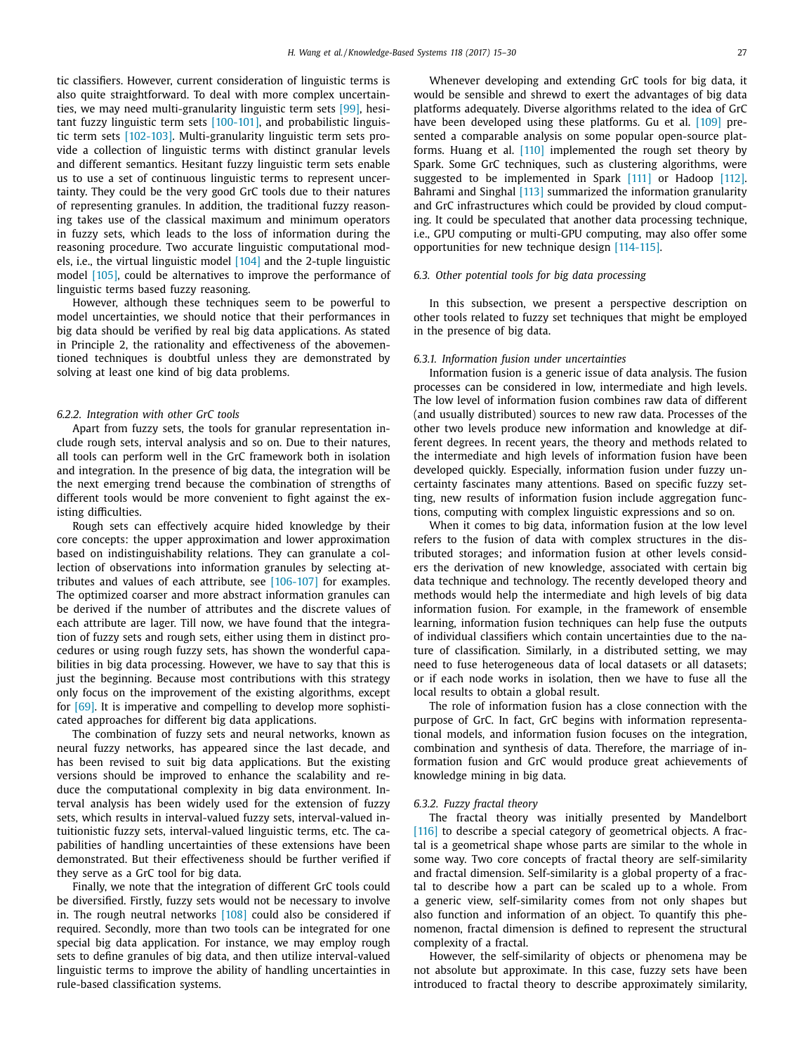tic classifiers. However, current consideration of linguistic terms is also quite straightforward. To deal with more complex uncertainties, we may need multi-granularity linguistic term sets [99], hesitant fuzzy linguistic term sets [100-101], and probabilistic linguistic term sets [102-103]. Multi-granularity linguistic term sets provide a collection of linguistic terms with distinct granular levels and different semantics. Hesitant fuzzy linguistic term sets enable us to use a set of continuous linguistic terms to represent uncertainty. They could be the very good GrC tools due to their natures of representing granules. In addition, the traditional fuzzy reasoning takes use of the classical maximum and minimum operators in fuzzy sets, which leads to the loss of information during the reasoning procedure. Two accurate linguistic computational models, i.e., the virtual linguistic model [104] and the 2-tuple linguistic model [105], could be alternatives to improve the performance of linguistic terms based fuzzy reasoning.

However, although these techniques seem to be powerful to model uncertainties, we should notice that their performances in big data should be verified by real big data applications. As stated in Principle 2, the rationality and effectiveness of the abovementioned techniques is doubtful unless they are demonstrated by solving at least one kind of big data problems.

#### 6.2.2. Integration with other GrC tools

Apart from fuzzy sets, the tools for granular representation include rough sets, interval analysis and so on. Due to their natures, all tools can perform well in the GrC framework both in isolation and integration. In the presence of big data, the integration will be the next emerging trend because the combination of strengths of different tools would be more convenient to fight against the existing difficulties.

Rough sets can effectively acquire hided knowledge by their core concepts: the upper approximation and lower approximation based on indistinguishability relations. They can granulate a collection of observations into information granules by selecting attributes and values of each attribute, see [106-107] for examples. The optimized coarser and more abstract information granules can be derived if the number of attributes and the discrete values of each attribute are lager. Till now, we have found that the integration of fuzzy sets and rough sets, either using them in distinct procedures or using rough fuzzy sets, has shown the wonderful capabilities in big data processing. However, we have to say that this is just the beginning. Because most contributions with this strategy only focus on the improvement of the existing algorithms, except for [69]. It is imperative and compelling to develop more sophisticated approaches for different big data applications.

The combination of fuzzy sets and neural networks, known as neural fuzzy networks, has appeared since the last decade, and has been revised to suit big data applications. But the existing versions should be improved to enhance the scalability and reduce the computational complexity in big data environment. Interval analysis has been widely used for the extension of fuzzy sets, which results in interval-valued fuzzy sets, interval-valued intuitionistic fuzzy sets, interval-valued linguistic terms, etc. The capabilities of handling uncertainties of these extensions have been demonstrated. But their effectiveness should be further verified if they serve as a GrC tool for big data.

Finally, we note that the integration of different GrC tools could be diversified. Firstly, fuzzy sets would not be necessary to involve in. The rough neutral networks [108] could also be considered if required. Secondly, more than two tools can be integrated for one special big data application. For instance, we may employ rough sets to define granules of big data, and then utilize interval-valued linguistic terms to improve the ability of handling uncertainties in rule-based classification systems.

Whenever developing and extending GrC tools for big data, it would be sensible and shrewd to exert the advantages of big data platforms adequately. Diverse algorithms related to the idea of GrC have been developed using these platforms. Gu et al. [109] presented a comparable analysis on some popular open-source platforms. Huang et al. [110] implemented the rough set theory by Spark. Some GrC techniques, such as clustering algorithms, were suggested to be implemented in Spark [111] or Hadoop [112]. Bahrami and Singhal [113] summarized the information granularity and GrC infrastructures which could be provided by cloud computing. It could be speculated that another data processing technique, i.e., GPU computing or multi-GPU computing, may also offer some opportunities for new technique design [114-115].

### 6.3. Other potential tools for big data processing

In this subsection, we present a perspective description on other tools related to fuzzy set techniques that might be employed in the presence of big data.

#### 6.3.1. Information fusion under uncertainties

Information fusion is a generic issue of data analysis. The fusion processes can be considered in low, intermediate and high levels. The low level of information fusion combines raw data of different (and usually distributed) sources to new raw data. Processes of the other two levels produce new information and knowledge at different degrees. In recent years, the theory and methods related to the intermediate and high levels of information fusion have been developed quickly. Especially, information fusion under fuzzy uncertainty fascinates many attentions. Based on specific fuzzy setting, new results of information fusion include aggregation functions, computing with complex linguistic expressions and so on.

When it comes to big data, information fusion at the low level refers to the fusion of data with complex structures in the distributed storages; and information fusion at other levels considers the derivation of new knowledge, associated with certain big data technique and technology. The recently developed theory and methods would help the intermediate and high levels of big data information fusion. For example, in the framework of ensemble learning, information fusion techniques can help fuse the outputs of individual classifiers which contain uncertainties due to the nature of classification. Similarly, in a distributed setting, we may need to fuse heterogeneous data of local datasets or all datasets; or if each node works in isolation, then we have to fuse all the local results to obtain a global result.

The role of information fusion has a close connection with the purpose of GrC. In fact, GrC begins with information representational models, and information fusion focuses on the integration, combination and synthesis of data. Therefore, the marriage of information fusion and GrC would produce great achievements of knowledge mining in big data.

#### 6.3.2. Fuzzy fractal theory

The fractal theory was initially presented by Mandelbort [116] to describe a special category of geometrical objects. A fractal is a geometrical shape whose parts are similar to the whole in some way. Two core concepts of fractal theory are self-similarity and fractal dimension. Self-similarity is a global property of a fractal to describe how a part can be scaled up to a whole. From a generic view, self-similarity comes from not only shapes but also function and information of an object. To quantify this phenomenon, fractal dimension is defined to represent the structural complexity of a fractal.

However, the self-similarity of objects or phenomena may be not absolute but approximate. In this case, fuzzy sets have been introduced to fractal theory to describe approximately similarity,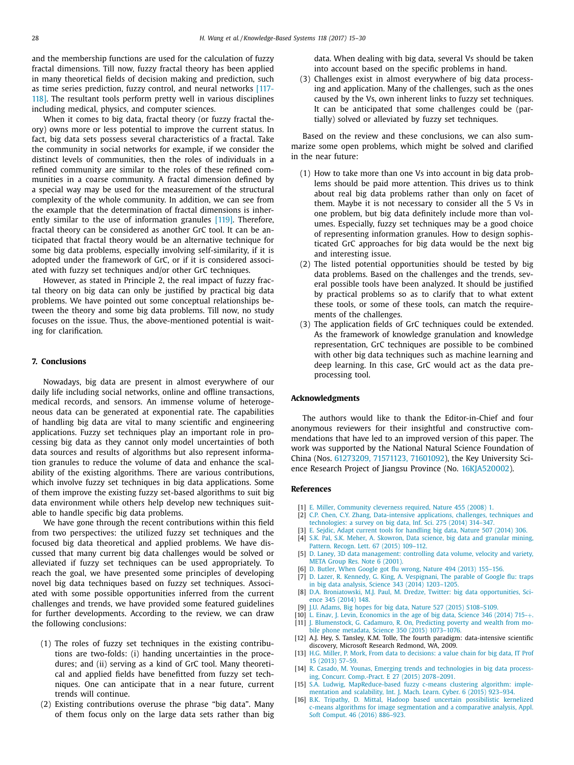and the membership functions are used for the calculation of fuzzy fractal dimensions. Till now, fuzzy fractal theory has been applied in many theoretical fields of decision making and prediction, such as time series prediction, fuzzy control, and neural networks [117-118]. The resultant tools perform pretty well in various disciplines including medical, physics, and computer sciences.

When it comes to big data, fractal theory (or fuzzy fractal theory) owns more or less potential to improve the current status. In fact, big data sets possess several characteristics of a fractal. Take the community in social networks for example, if we consider the distinct levels of communities, then the roles of individuals in a refined community are similar to the roles of these refined communities in a coarse community. A fractal dimension defined by a special way may be used for the measurement of the structural complexity of the whole community. In addition, we can see from the example that the determination of fractal dimensions is inherently similar to the use of information granules [119]. Therefore, fractal theory can be considered as another GrC tool. It can be anticipated that fractal theory would be an alternative technique for some big data problems, especially involving self-similarity, if it is adopted under the framework of GrC, or if it is considered associated with fuzzy set techniques and/or other GrC techniques.

However, as stated in Principle 2, the real impact of fuzzy fractal theory on big data can only be justified by practical big data problems. We have pointed out some conceptual relationships between the theory and some big data problems. Till now, no study focuses on the issue. Thus, the above-mentioned potential is waiting for clarification.

## 7. Conclusions

Nowadays, big data are present in almost everywhere of our daily life including social networks, online and offline transactions, medical records, and sensors. An immense volume of heterogeneous data can be generated at exponential rate. The capabilities of handling big data are vital to many scientific and engineering applications. Fuzzy set techniques play an important role in processing big data as they cannot only model uncertainties of both data sources and results of algorithms but also represent information granules to reduce the volume of data and enhance the scalability of the existing algorithms. There are various contributions, which involve fuzzy set techniques in big data applications. Some of them improve the existing fuzzy set-based algorithms to suit big data environment while others help develop new techniques suitable to handle specific big data problems.

We have gone through the recent contributions within this field from two perspectives: the utilized fuzzy set techniques and the focused big data theoretical and applied problems. We have discussed that many current big data challenges would be solved or alleviated if fuzzy set techniques can be used appropriately. To reach the goal, we have presented some principles of developing novel big data techniques based on fuzzy set techniques. Associated with some possible opportunities inferred from the current challenges and trends, we have provided some featured guidelines for further developments. According to the review, we can draw the following conclusions:

(1) The roles of fuzzy set techniques in the existing contributions are two-folds: (i) handing uncertainties in the procedures; and (ii) serving as a kind of GrC tool. Many theoretical and applied fields have benefitted from fuzzy set techniques. One can anticipate that in a near future, current trends will continue.
(2) Existing contributions overuse the phrase "big data". Many of them focus only on the large data sets rather than big data. When dealing with big data, several Vs should be taken into account based on the specific problems in hand.
(3) Challenges exist in almost everywhere of big data processing and application. Many of the challenges, such as the ones caused by the Vs, own inherent links to fuzzy set techniques. It can be anticipated that some challenges could be (partially) solved or alleviated by fuzzy set techniques.

Based on the review and these conclusions, we can also summarize some open problems, which might be solved and clarified in the near future:

(1) How to take more than one Vs into account in big data problems should be paid more attention. This drives us to think about real big data problems rather than only on facet of them. Maybe it is not necessary to consider all the 5 Vs in one problem, but big data definitely include more than volumes. Especially, fuzzy set techniques may be a good choice of representing information granules. How to design sophisticated GrC approaches for big data would be the next big and interesting issue.
(2) The listed potential opportunities should be tested by big data problems. Based on the challenges and the trends, several possible tools have been analyzed. It should be justified by practical problems so as to clarify that to what extent these tools, or some of these tools, can match the requirements of the challenges.
(3) The application fields of GrC techniques could be extended. As the framework of knowledge granulation and knowledge representation, GrC techniques are possible to be combined with other big data techniques such as machine learning and deep learning. In this case, GrC would act as the data preprocessing tool.

## Acknowledgments

The authors would like to thank the Editor-in-Chief and four anonymous reviewers for their insightful and constructive commendations that have led to an improved version of this paper. The work was supported by the National Natural Science Foundation of China (Nos. 61273209, 71571123, 71601092), the Key University Science Research Project of Jiangsu Province (No. 16KJA520002).

## References

[1] E. Miller, Community cleverness required, Nature 455 (2008) 1.
[2] C.P. Chen, C.Y. Zhang, Data-intensive applications, challenges, techniques and technologies: a survey on big data, Inf. Sci. 275 (2014) 314–347.
[3] E. Sejdic, Adapt current tools for handling big data, Nature 507 (2014) 306.
[4] S.K. Pal, S.K. Meher, A. Skowron, Data science, big data and granular mining, Pattern. Recogn. Lett. 67 (2015) 109–112.
[5] D. Laney, 3D data management: controlling data volume, velocity and variety, META Group Res. Note 6 (2001).
[6] D. Butler, When Google got flu wrong, Nature 494 (2013) 155–156.
[7] D. Lazer, R. Kennedy, G. King, A. Vespignani, The parable of Google flu: traps in big data analysis, Science 343 (2014) 1203–1205.
[8] D.A. Broniatowski, M.J. Paul, M. Dredze, Twitter: big data opportunities, Science 345 (2014) 148.
[9] J.U. Adams, Big hopes for big data, Nature 527 (2015) S108–S109.
[10] L. Einav, J. Levin, Economics in the age of big data, Science 346 (2014) 715–+.
[11] J. Blumenstock, G. Cadamuro, R. On, Predicting poverty and wealth from mobile phone metadata, Science 350 (2015) 1073–1076.
[12] A.J. Hey, S. Tansley, K.M. Tolle, The fourth paradigm: data-intensive scientific discovery, Microsoft Research Redmond, WA, 2009.
[13] H.G. Miller, P. Mork, From data to decisions: a value chain for big data, IT Prof 15 (2013) 57–59.
[14] R. Casado, M. Younas, Emerging trends and technologies in big data processing, Concurr. Comp.-Pract. E 27 (2015) 2078–2091.
[15] S.A. Ludwig, MapReduce-based fuzzy c-means clustering algorithm: implementation and scalability, Int. J. Mach. Learn. Cyber. 6 (2015) 923–934.
[16] B.K. Tripathy, D. Mittal, Hadoop based uncertain possibilistic kernelized c-means algorithms for image segmentation and a comparative analysis, Appl. Soft Comput. 46 (2016) 886–923.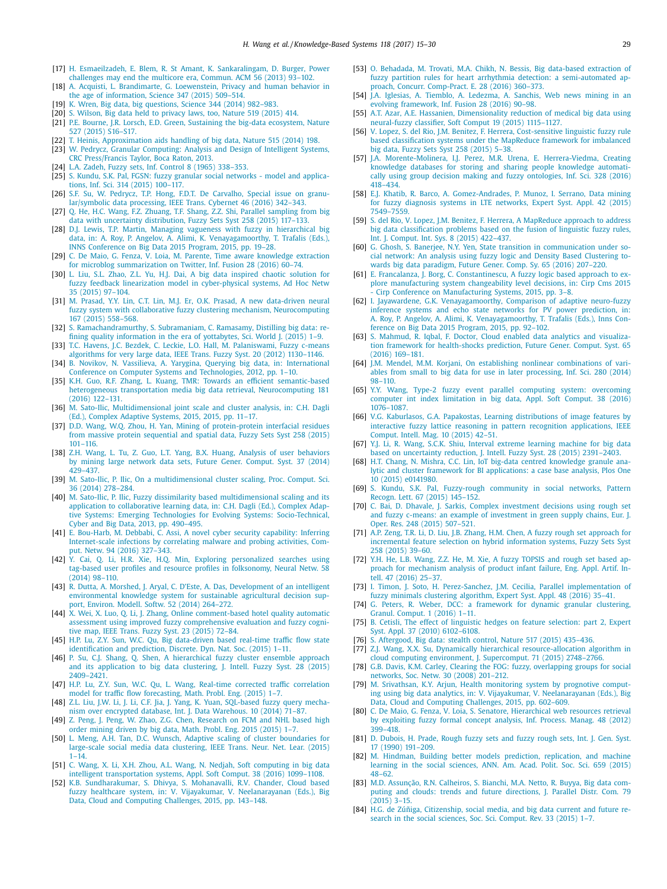[17] H. Esmaeilzadeh, E. Blem, R. St Amant, K. Sankaralingam, D. Burger, Power challenges may end the multicore era, Commun. ACM 56 (2013) 93–102.

[18] A. Acquisti, L. Brandimarte, G. Loewenstein, Privacy and human behavior in the age of information, Science 347 (2015) 509–514.

[19] K. Wren, Big data, big questions, Science 344 (2014) 982–983.

[20] S. Wilson, Big data held to privacy laws, too, Nature 519 (2015) 414.

[21] P.E. Bourne, J.R. Lorsch, E.D. Green, Sustaining the big-data ecosystem, Nature 527 (2015) S16–S17.

[22] T. Heinis, Approximation aids handling of big data, Nature 515 (2014) 198.

[23] W. Pedrycz, Granular Computing: Analysis and Design of Intelligent Systems, CRC Press/Francis Taylor, Boca Raton, 2013.

[24] L.A. Zadeh, Fuzzy sets, Inf. Control 8 (1965) 338–353.

[25] S. Kundu, S.K. Pal, FGSN: fuzzy granular social networks - model and applications, Inf. Sci. 314 (2015) 100–117.

[26] S.F. Su, W. Pedrycz, T.P. Hong, F.D.T. De Carvalho, Special issue on granular/symbolic data processing, IEEE Trans. Cybernet 46 (2016) 342–343.

[27] Q. He, H.C. Wang, F.Z. Zhuang, T.F. Shang, Z.Z. Shi, Parallel sampling from big data with uncertainty distribution, Fuzzy Sets Syst 258 (2015) 117–133.

[28] D.J. Lewis, T.P. Martin, Managing vagueness with fuzzy in hierarchical big data, in: A. Roy, P. Angelov, A. Alimi, K. Venayagamoorthy, T. Trafalis (Eds.), INNS Conference on Big Data 2015 Program, 2015, pp. 19–28.

[29] C. De Maio, G. Fenza, V. Loia, M. Parente, Time aware knowledge extraction for microblog summarization on Twitter, Inf. Fusion 28 (2016) 60–74.

[30] L. Liu, S.L. Zhao, Z.L. Yu, H.J. Dai, A big data inspired chaotic solution for fuzzy feedback linearization model in cyber-physical systems, Ad Hoc Netw 35 (2015) 97–104.

[31] M. Prasad, Y.Y. Lin, C.T. Lin, M.J. Er, O.K. Prasad, A new data-driven neural fuzzy system with collaborative fuzzy clustering mechanism, Neurocomputing 167 (2015) 558–568.

[32] S. Ramachandramurthy, S. Subramaniam, C. Ramasamy, Distilling big data: refining quality information in the era of yottabytes, Sci. World J. (2015) 1–9.

[33] T.C. Havens, J.C. Bezdek, C. Leckie, L.O. Hall, M. Palaniswami, Fuzzy c-means algorithms for very large data, IEEE Trans. Fuzzy Syst. 20 (2012) 1130–1146.

[34] B. Novikov, N. Vassilieva, A. Yarygina, Querying big data, in: International Conference on Computer Systems and Technologies, 2012, pp. 1–10.

[35] K.H. Guo, R.F. Zhang, L. Kuang, TMR: Towards an efficient semantic-based heterogeneous transportation media big data retrieval, Neurocomputing 181 (2016) 122–131.

[36] M. Sato-Ilic, Multidimensional joint scale and cluster analysis, in: C.H. Dagli (Ed.), Complex Adaptive Systems, 2015, 2015, pp. 11–17.

[37] D.D. Wang, W.Q. Zhou, H. Yan, Mining of protein-protein interfacial residues from massive protein sequential and spatial data, Fuzzy Sets Syst 258 (2015) 101–116.

[38] Z.H. Wang, L. Tu, Z. Guo, L.T. Yang, B.X. Huang, Analysis of user behaviors by mining large network data sets, Future Gener. Comput. Syst. 37 (2014) 429–437.

[39] M. Sato-Ilic, P. Ilic, On a multidimensional cluster scaling, Proc. Comput. Sci. 36 (2014) 278–284.

[40] M. Sato-Ilic, P. Ilic, Fuzzy dissimilarity based multidimensional scaling and its application to collaborative learning data, in: C.H. Dagli (Ed.), Complex Adaptive Systems: Emerging Technologies for Evolving Systems: Socio-Technical, Cyber and Big Data, 2013, pp. 490–495.

[41] E. Bou-Harb, M. Debbabi, C. Assi, A novel cyber security capability: Inferring Internet-scale infections by correlating malware and probing activities, Comput. Netw. 94 (2016) 327–343.

[42] Y. Cai, Q. Li, H.R. Xie, H.Q. Min, Exploring personalized searches using tag-based user profiles and resource profiles in folksonomy, Neural Netw. 58 (2014) 98–110.

[43] R. Dutta, A. Morshed, J. Aryal, C. D'Este, A. Das, Development of an intelligent environmental knowledge system for sustainable agricultural decision support, Environ. Modell. Softw. 52 (2014) 264–272.

[44] X. Wei, X. Luo, Q. Li, J. Zhang, Online comment-based hotel quality automatic assessment using improved fuzzy comprehensive evaluation and fuzzy cognitive map, IEEE Trans. Fuzzy Syst. 23 (2015) 72–84.

[45] H.P. Lu, Z.Y. Sun, W.C. Qu, Big data-driven based real-time traffic flow state identification and prediction, Discrete. Dyn. Nat. Soc. (2015) 1–11.

[46] P. Su, C.J. Shang, Q. Shen, A hierarchical fuzzy cluster ensemble approach and its application to big data clustering, J. Intell. Fuzzy Syst. 28 (2015) 2409–2421.

[47] H.P. Lu, Z.Y. Sun, W.C. Qu, L. Wang, Real-time corrected traffic correlation model for traffic flow forecasting, Math. Probl. Eng. (2015) 1–7.

[48] Z.L. Liu, J.W. Li, J. Li, C.F. Jia, J. Yang, K. Yuan, SQL-based fuzzy query mechanism over encrypted database, Int. J. Data Warehous. 10 (2014) 71–87.

[49] Z. Peng, J. Peng, W. Zhao, Z.G. Chen, Research on FCM and NHL based high order mining driven by big data, Math. Probl. Eng. 2015 (2015) 1–7.

[50] L. Meng, A.H. Tan, D.C. Wunsch, Adaptive scaling of cluster boundaries for large-scale social media data clustering, IEEE Trans. Neur. Net. Lear. 27 (2016) 1–14.

[51] C. Wang, X. Li, X.H. Zhou, A.L. Wang, N. Nedjah, Soft computing in big data intelligent transportation systems, Appl. Soft Comput. 38 (2016) 1099–1108.

[52] K.B. Sundharakumar, S. Dhivya, S. Mohanavalli, R.V. Chander, Cloud based fuzzy healthcare system, in: V. Vijayakumar, V. Neelanarayanan (Eds.), Big Data, Cloud and Computing Challenges, 2015, pp. 143–148.

[53] O. Behadada, M. Trovati, M.A. Chikh, N. Bessis, Big data-based extraction of fuzzy partition rules for heart arrhythmia detection: a semi-automated approach, Concurr. Comp-Pract. E. 28 (2016) 360–373.

[54] J.A. Iglesias, A. Tiemblo, A. Ledezma, A. Sanchis, Web news mining in an evolving framework, Inf. Fusion 28 (2016) 90–98.

[55] A.T. Azar, A.E. Hassanien, Dimensionality reduction of medical big data using neural-fuzzy classifier, Soft Comput 19 (2015) 1115–1127.

[56] V. Lopez, S. del Rio, J.M. Benitez, F. Herrera, Cost-sensitive linguistic fuzzy rule based classification systems under the MapReduce framework for imbalanced big data, Fuzzy Sets Syst 258 (2015) 5–38.

[57] J.A. Morente-Molinera, I.J. Perez, M.R. Urena, E. Herrera-Viedma, Creating knowledge databases for storing and sharing people knowledge automatically using group decision making and fuzzy ontologies, Inf. Sci. 328 (2016) 418–434.

[58] E.J. Khatib, R. Barco, A. Gomez-Andrades, P. Munoz, I. Serrano, Data mining for fuzzy diagnosis systems in LTE networks, Expert Syst. Appl. 42 (2015) 7549–7559.

[59] S. del Rio, V. Lopez, J.M. Benitez, F. Herrera, A MapReduce approach to address big data classification problems based on the fusion of linguistic fuzzy rules, Int. J. Comput. Int. Sys. 8 (2015) 422–437.

[60] G. Ghosh, S. Banerjee, N.Y. Yen, State transition in communication under social network: An analysis using fuzzy logic and Density Based Clustering towards big data paradigm, Future Gener. Comp. Sy. 65 (2016) 207–220.

[61] E. Francalanza, J. Borg, C. Constantinescu, A fuzzy logic based approach to explore manufacturing system changeability level decisions, in: Cirp Cms 2015 - Cirp Conference on Manufacturing Systems, 2015, pp. 3–8.

[62] I. Jayawardene, G.K. Venayagamoorthy, Comparison of adaptive neuro-fuzzy inference systems and echo state networks for PV power prediction, in: A. Roy, P. Angelov, A. Alimi, K. Venayagamoorthy, T. Trafalis (Eds.), Inns Conference on Big Data 2015 Program, 2015, pp. 92–102.

[63] S. Mahmud, R. Iqbal, F. Doctor, Cloud enabled data analytics and visualization framework for health-shocks prediction, Future Gener. Comput. Syst. 65 (2016) 169–181.

[64] J.M. Mendel, M.M. Korjani, On establishing nonlinear combinations of variables from small to big data for use in later processing, Inf. Sci. 280 (2014) 98–110.

[65] Y.Y. Wang, Type-2 fuzzy event parallel computing system: overcoming computer int index limitation in big data, Appl. Soft Comput. 38 (2016) 1076–1087.

[66] V.G. Kaburlasos, G.A. Papakostas, Learning distributions of image features by interactive fuzzy lattice reasoning in pattern recognition applications, IEEE Comput. Intell. Mag. 10 (2015) 42–51.

[67] Y.J. Li, R. Wang, S.C.K. Shiu, Interval extreme learning machine for big data based on uncertainty reduction, J. Intell. Fuzzy Syst. 28 (2015) 2391–2403.

[68] H.T. Chang, N. Mishra, C.C. Lin, IoT big-data centred knowledge granule analytic and cluster framework for BI applications: a case base analysis, Plos One 10 (2015) e0141980.

[69] S. Kundu, S.K. Pal, Fuzzy-rough community in social networks, Pattern Recogn. Lett. 67 (2015) 145–152.

[70] C. Bai, D. Dhavale, J. Sarkis, Complex investment decisions using rough set and fuzzy c-means: an example of investment in green supply chains, Eur. J. Oper. Res. 248 (2015) 507–521.

[71] A.P. Zeng, T.R. Li, D. Liu, J.B. Zhang, H.M. Chen, A fuzzy rough set approach for incremental feature selection on hybrid information systems, Fuzzy Sets Syst 258 (2015) 39–60.

[72] Y.H. He, L.B. Wang, Z.Z. He, M. Xie, A fuzzy TOPSIS and rough set based approach for mechanism analysis of product infant failure, Eng. Appl. Artif. Intell. 47 (2016) 25–37.

[73] I. Timon, J. Soto, H. Perez-Sanchez, J.M. Cecilia, Parallel implementation of fuzzy minimals clustering algorithm, Expert Syst. Appl. 48 (2016) 35–41.

[74] G. Peters, R. Weber, DCC: a framework for dynamic granular clustering, Granul. Comput. 1 (2016) 1–11.

[75] B. Cetisli, The effect of linguistic hedges on feature selection: part 2, Expert Syst. Appl. 37 (2010) 6102–6108.

[76] S. Aftergood, Big data: stealth control, Nature 517 (2015) 435–436.

[77] Z.J. Wang, X.X. Su, Dynamically hierarchical resource-allocation algorithm in cloud computing environment, J. Supercomput. 71 (2015) 2748–2766.

[78] G.B. Davis, K.M. Carley, Clearing the FOG: fuzzy, overlapping groups for social networks, Soc. Netw. 30 (2008) 201–212.

[79] M. Srivathsan, K.Y. Arjun, Health monitoring system by prognotive computing using big data analytics, in: V. Vijayakumar, V. Neelanarayanan (Eds.), Big Data, Cloud and Computing Challenges, 2015, pp. 602–609.

[80] C. De Maio, G. Fenza, V. Loia, S. Senatore, Hierarchical web resources retrieval by exploiting fuzzy formal concept analysis, Inf. Process. Manag. 48 (2012) 399–418.

[81] D. Dubois, H. Prade, Rough fuzzy sets and fuzzy rough sets, Int. J. Gen. Syst. 17 (1990) 191–209.

[82] M. Hindman, Building better models prediction, replication, and machine learning in the social sciences, ANN. Am. Acad. Polit. Soc. Sci. 659 (2015) 48–62.

[83] M.D. Assunção, R.N. Calheiros, S. Bianchi, M.A. Netto, R. Buyya, Big data computing and clouds: trends and future directions, J. Parallel Distr. Com. 79 (2015) 3–15.

[84] H.G. de Zúñiga, Citizenship, social media, and big data current and future research in the social sciences, Soc. Sci. Comput. Rev. 33 (2015) 1–7.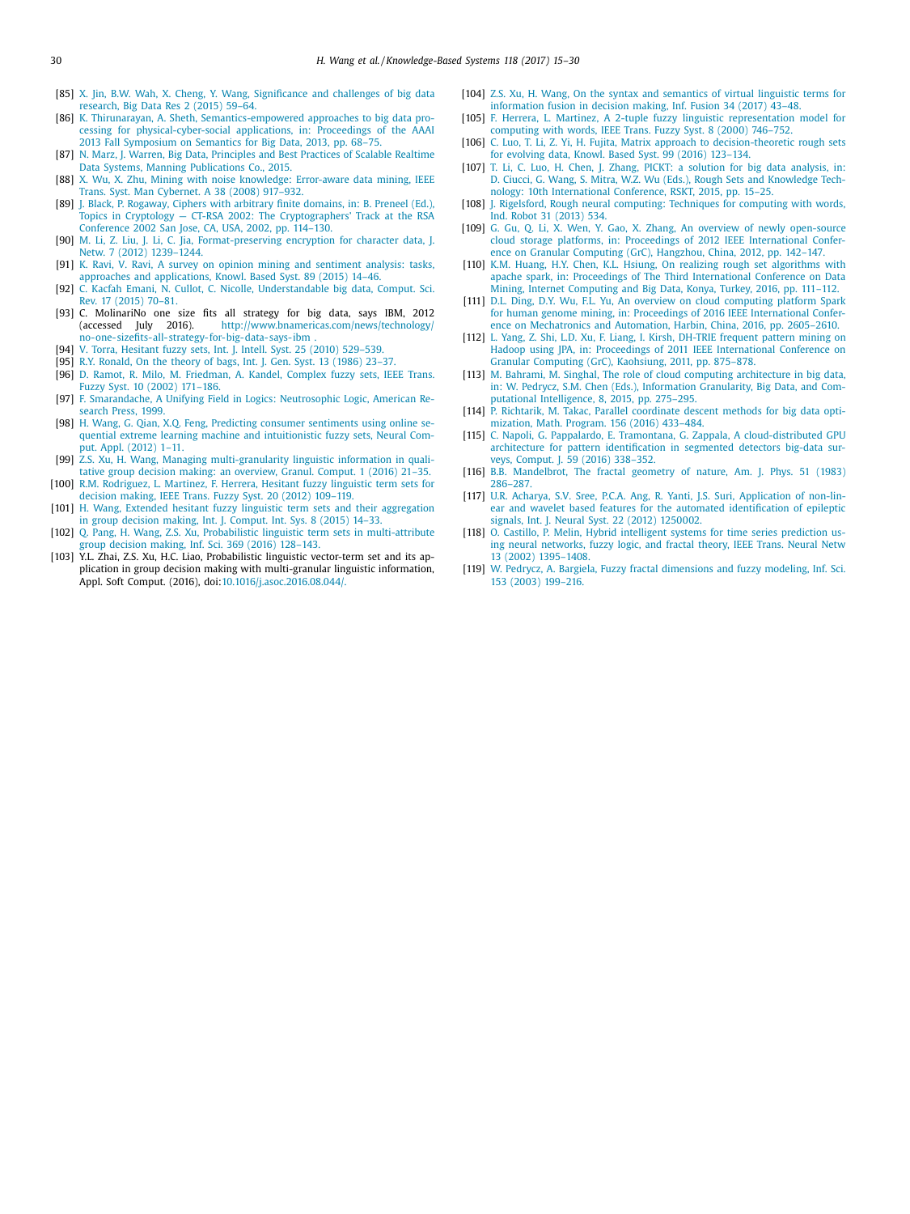[85] X. Jin, B.W. Wah, X. Cheng, Y. Wang, Significance and challenges of big data research, Big Data Res 2 (2015) 59–64.

[86] K. Thirunarayan, A. Sheth, Semantics-empowered approaches to big data processing for physical-cyber-social applications, in: Proceedings of the AAAI 2013 Fall Symposium on Semantics for Big Data, 2013, pp. 68–75.

[87] N. Marz, J. Warren, Big Data, Principles and Best Practices of Scalable Realtime Data Systems, Manning Publications Co., 2015.

[88] X. Wu, X. Zhu, Mining with noise knowledge: Error-aware data mining, IEEE Trans. Syst. Man Cybernet. A 38 (2008) 917–932.

[89] J. Black, P. Rogaway, Ciphers with arbitrary finite domains, in: B. Preneel (Ed.), Topics in Cryptology — CT-RSA 2002: The Cryptographers' Track at the RSA Conference 2002 San Jose, CA, USA, 2002, pp. 114–130.

[90] M. Li, Z. Liu, J. Li, C. Jia, Format-preserving encryption for character data, J. Netw. 7 (2012) 1239–1244.

[91] K. Ravi, V. Ravi, A survey on opinion mining and sentiment analysis: tasks, approaches and applications, Knowl. Based Syst. 89 (2015) 14–46.

[92] C. Kacfah Emani, N. Cullot, C. Nicolle, Understandable big data, Comput. Sci. Rev. 17 (2015) 70–81.

[93] C. MolinariNo one size fits all strategy for big data, says IBM, 2012 (accessed July 2016). http://www.bnamericas.com/news/technology/no-one-sizefits-all-strategy-for-big-data-says-ibm .

[94] V. Torra, Hesitant fuzzy sets, Int. J. Intell. Syst. 25 (2010) 529–539.

[95] R.Y. Ronald, On the theory of bags, Int. J. Gen. Syst. 13 (1986) 23–37.

[96] D. Ramot, R. Milo, M. Friedman, A. Kandel, Complex fuzzy sets, IEEE Trans. Fuzzy Syst. 10 (2002) 171–186.

[97] F. Smarandache, A Unifying Field in Logics: Neutrosophic Logic, American Research Press, 1999.

[98] H. Wang, G. Qian, X.Q. Feng, Predicting consumer sentiments using online sequential extreme learning machine and intuitionistic fuzzy sets, Neural Comput. Appl. (2012) 1–11.

[99] Z.S. Xu, H. Wang, Managing multi-granularity linguistic information in qualitative group decision making: an overview, Granul. Comput. 1 (2016) 21–35.

[100] R.M. Rodriguez, L. Martinez, F. Herrera, Hesitant fuzzy linguistic term sets for decision making, IEEE Trans. Fuzzy Syst. 20 (2012) 109–119.

[101] H. Wang, Extended hesitant fuzzy linguistic term sets and their aggregation in group decision making, Int. J. Comput. Int. Sys. 8 (2015) 14–33.

[102] Q. Pang, H. Wang, Z.S. Xu, Probabilistic linguistic term sets in multi-attribute group decision making, Inf. Sci. 369 (2016) 128–143.

[103] Y.L. Zhai, Z.S. Xu, H.C. Liao, Probabilistic linguistic vector-term set and its application in group decision making with multi-granular linguistic information, Appl. Soft Comput. (2016), doi:10.1016/j.asoc.2016.08.044/.

[104] Z.S. Xu, H. Wang, On the syntax and semantics of virtual linguistic terms for information fusion in decision making, Inf. Fusion 34 (2017) 43–48.

[105] F. Herrera, L. Martinez, A 2-tuple fuzzy linguistic representation model for computing with words, IEEE Trans. Fuzzy Syst. 8 (2000) 746–752.

[106] C. Luo, T. Li, Z. Yi, H. Fujita, Matrix approach to decision-theoretic rough sets for evolving data, Knowl. Based Syst. 99 (2016) 123–134.

[107] T. Li, C. Luo, H. Chen, J. Zhang, PICKT: a solution for big data analysis, in: D. Ciucci, G. Wang, S. Mitra, W.Z. Wu (Eds.), Rough Sets and Knowledge Technology: 10th International Conference, RSKT, 2015, pp. 15–25.

[108] J. Rigelsford, Rough neural computing: Techniques for computing with words, Ind. Robot 31 (2013) 534.

[109] G. Gu, Q. Li, X. Wen, Y. Gao, X. Zhang, An overview of newly open-source cloud storage platforms, in: Proceedings of 2012 IEEE International Conference on Granular Computing (GrC), Hangzhou, China, 2012, pp. 142–147.

[110] K.M. Huang, H.Y. Chen, K.L. Hsiung, On realizing rough set algorithms with apache spark, in: Proceedings of The Third International Conference on Data Mining, Internet Computing and Big Data, Konya, Turkey, 2016, pp. 111–112.

[111] D.L. Ding, D.Y. Wu, F.L. Yu, An overview on cloud computing platform Spark for human genome mining, in: Proceedings of 2016 IEEE International Conference on Mechatronics and Automation, Harbin, China, 2016, pp. 2605–2610.

[112] L. Yang, Z. Shi, L.D. Xu, F. Liang, I. Kirsh, DH-TRIE frequent pattern mining on Hadoop using JPA, in: Proceedings of 2011 IEEE International Conference on Granular Computing (GrC), Kaohsiung, 2011, pp. 875–878.

[113] M. Bahrami, M. Singhal, The role of cloud computing architecture in big data, in: W. Pedrycz, S.M. Chen (Eds.), Information Granularity, Big Data, and Computational Intelligence, 8, 2015, pp. 275–295.

[114] P. Richtarik, M. Takac, Parallel coordinate descent methods for big data optimization, Math. Program. 156 (2016) 433–484.

[115] C. Napoli, G. Pappalardo, E. Tramontana, G. Zappala, A cloud-distributed GPU architecture for pattern identification in segmented detectors big-data surveys, Comput. J. 59 (2016) 338–352.

[116] B.B. Mandelbrot, The fractal geometry of nature, Am. J. Phys. 51 (1983) 286–287.

[117] U.R. Acharya, S.V. Sree, P.C.A. Ang, R. Yanti, J.S. Suri, Application of non-linear and wavelet based features for the automated identification of epileptic signals, Int. J. Neural Syst. 22 (2012) 1250002.

[118] O. Castillo, P. Melin, Hybrid intelligent systems for time series prediction using neural networks, fuzzy logic, and fractal theory, IEEE Trans. Neural Netw 13 (2002) 1395–1408.

[119] W. Pedrycz, A. Bargiela, Fuzzy fractal dimensions and fuzzy modeling, Inf. Sci. 153 (2003) 199–216.